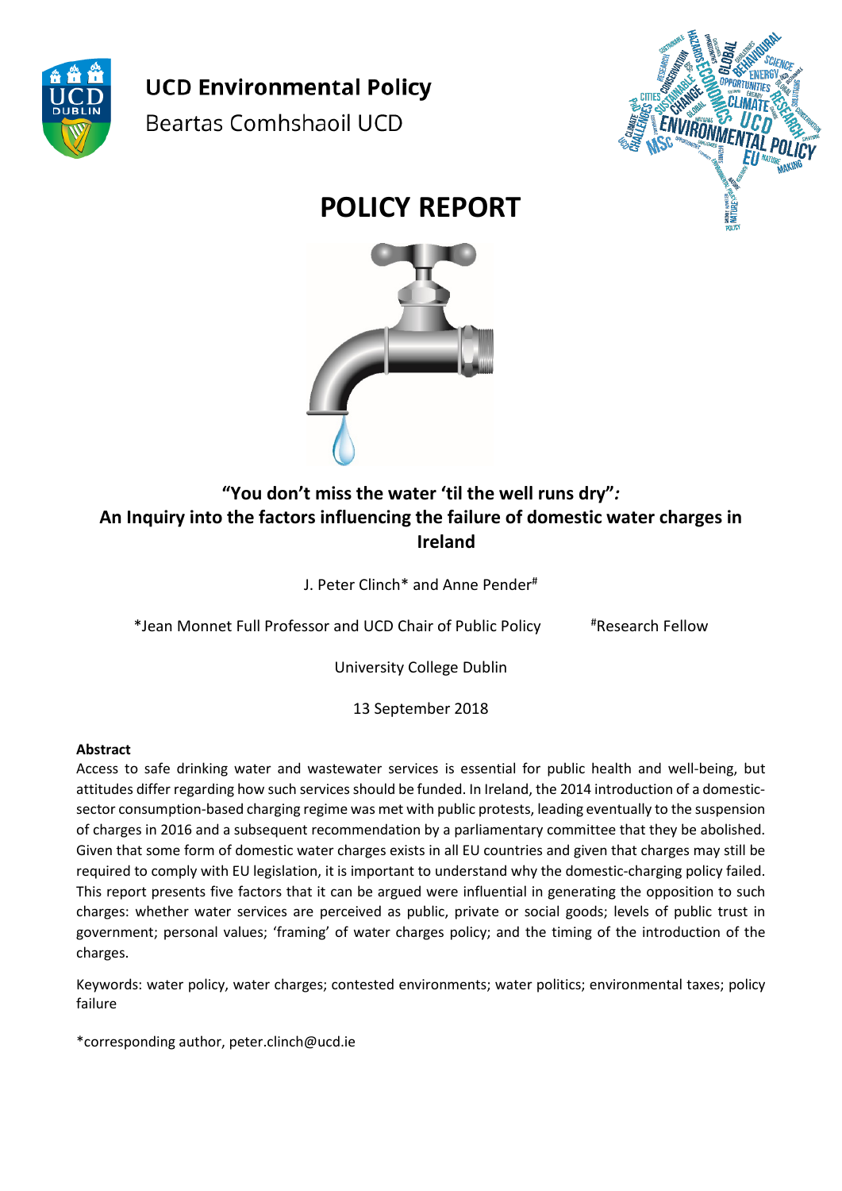UCD Environmental Policy

Beartas Comhshaoil UCD

# POLICY REPORT

## "You don't miss the water 'til the well runs dry": An Inquiry into the factors influencing the failure of domestic water charges in Ireland

J. Peter Clinch* and Anne Pender#

*Jean Monnet Full Professor and UCD Chair of Public Policy #Research Fellow

University College Dublin

13 September 2018

**Abstract**

Access to safe drinking water and wastewater services is essential for public health and well-being, but attitudes differ regarding how such services should be funded. In Ireland, the 2014 introduction of a domestic-sector consumption-based charging regime was met with public protests, leading eventually to the suspension of charges in 2016 and a subsequent recommendation by a parliamentary committee that they be abolished. Given that some form of domestic water charges exists in all EU countries and given that charges may still be required to comply with EU legislation, it is important to understand why the domestic-charging policy failed. This report presents five factors that it can be argued were influential in generating the opposition to such charges: whether water services are perceived as public, private or social goods; levels of public trust in government; personal values; 'framing' of water charges policy; and the timing of the introduction of the charges.

Keywords: water policy, water charges; contested environments; water politics; environmental taxes; policy failure

*corresponding author, peter.clinch@ucd.ie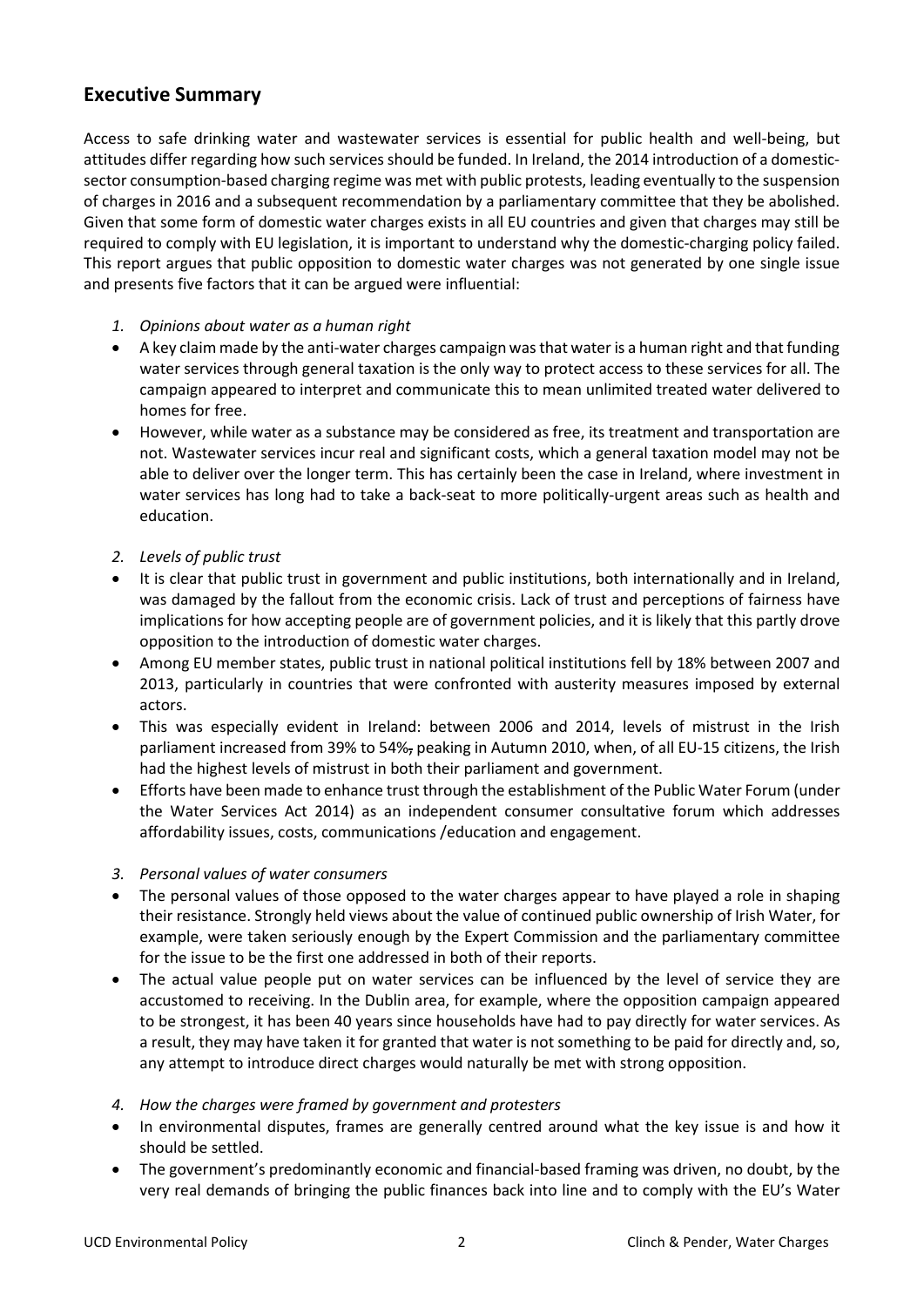## Executive Summary

Access to safe drinking water and wastewater services is essential for public health and well-being, but attitudes differ regarding how such services should be funded. In Ireland, the 2014 introduction of a domestic-sector consumption-based charging regime was met with public protests, leading eventually to the suspension of charges in 2016 and a subsequent recommendation by a parliamentary committee that they be abolished. Given that some form of domestic water charges exists in all EU countries and given that charges may still be required to comply with EU legislation, it is important to understand why the domestic-charging policy failed. This report argues that public opposition to domestic water charges was not generated by one single issue and presents five factors that it can be argued were influential:

*1. Opinions about water as a human right*

- A key claim made by the anti-water charges campaign was that water is a human right and that funding water services through general taxation is the only way to protect access to these services for all. The campaign appeared to interpret and communicate this to mean unlimited treated water delivered to homes for free.
- However, while water as a substance may be considered as free, its treatment and transportation are not. Wastewater services incur real and significant costs, which a general taxation model may not be able to deliver over the longer term. This has certainly been the case in Ireland, where investment in water services has long had to take a back-seat to more politically-urgent areas such as health and education.

*2. Levels of public trust*

- It is clear that public trust in government and public institutions, both internationally and in Ireland, was damaged by the fallout from the economic crisis. Lack of trust and perceptions of fairness have implications for how accepting people are of government policies, and it is likely that this partly drove opposition to the introduction of domestic water charges.
- Among EU member states, public trust in national political institutions fell by 18% between 2007 and 2013, particularly in countries that were confronted with austerity measures imposed by external actors.
- This was especially evident in Ireland: between 2006 and 2014, levels of mistrust in the Irish parliament increased from 39% to 54%, peaking in Autumn 2010, when, of all EU-15 citizens, the Irish had the highest levels of mistrust in both their parliament and government.
- Efforts have been made to enhance trust through the establishment of the Public Water Forum (under the Water Services Act 2014) as an independent consumer consultative forum which addresses affordability issues, costs, communications /education and engagement.

*3. Personal values of water consumers*

- The personal values of those opposed to the water charges appear to have played a role in shaping their resistance. Strongly held views about the value of continued public ownership of Irish Water, for example, were taken seriously enough by the Expert Commission and the parliamentary committee for the issue to be the first one addressed in both of their reports.
- The actual value people put on water services can be influenced by the level of service they are accustomed to receiving. In the Dublin area, for example, where the opposition campaign appeared to be strongest, it has been 40 years since households have had to pay directly for water services. As a result, they may have taken it for granted that water is not something to be paid for directly and, so, any attempt to introduce direct charges would naturally be met with strong opposition.

*4. How the charges were framed by government and protesters*

- In environmental disputes, frames are generally centred around what the key issue is and how it should be settled.
- The government's predominantly economic and financial-based framing was driven, no doubt, by the very real demands of bringing the public finances back into line and to comply with the EU's Water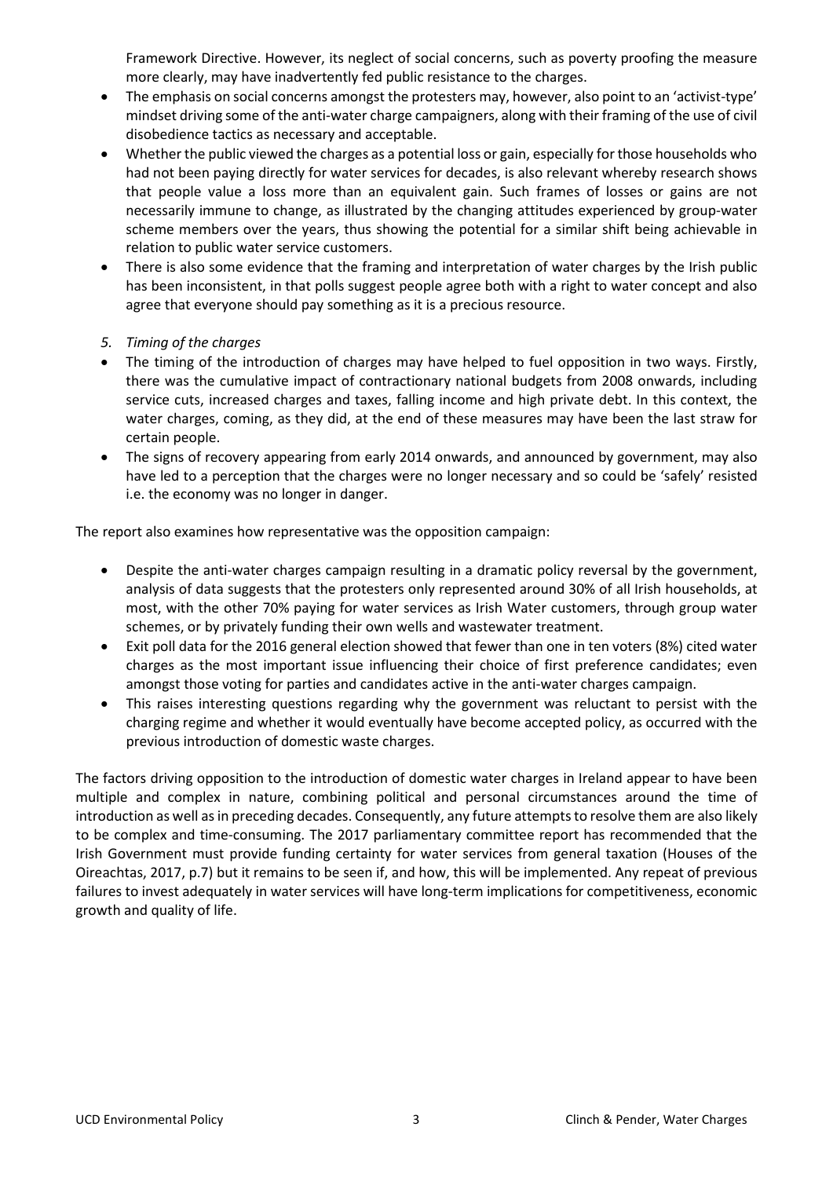Framework Directive. However, its neglect of social concerns, such as poverty proofing the measure more clearly, may have inadvertently fed public resistance to the charges.

- The emphasis on social concerns amongst the protesters may, however, also point to an 'activist-type' mindset driving some of the anti-water charge campaigners, along with their framing of the use of civil disobedience tactics as necessary and acceptable.
- Whether the public viewed the charges as a potential loss or gain, especially for those households who had not been paying directly for water services for decades, is also relevant whereby research shows that people value a loss more than an equivalent gain. Such frames of losses or gains are not necessarily immune to change, as illustrated by the changing attitudes experienced by group-water scheme members over the years, thus showing the potential for a similar shift being achievable in relation to public water service customers.
- There is also some evidence that the framing and interpretation of water charges by the Irish public has been inconsistent, in that polls suggest people agree both with a right to water concept and also agree that everyone should pay something as it is a precious resource.

*5. Timing of the charges*

- The timing of the introduction of charges may have helped to fuel opposition in two ways. Firstly, there was the cumulative impact of contractionary national budgets from 2008 onwards, including service cuts, increased charges and taxes, falling income and high private debt. In this context, the water charges, coming, as they did, at the end of these measures may have been the last straw for certain people.
- The signs of recovery appearing from early 2014 onwards, and announced by government, may also have led to a perception that the charges were no longer necessary and so could be 'safely' resisted i.e. the economy was no longer in danger.

The report also examines how representative was the opposition campaign:

- Despite the anti-water charges campaign resulting in a dramatic policy reversal by the government, analysis of data suggests that the protesters only represented around 30% of all Irish households, at most, with the other 70% paying for water services as Irish Water customers, through group water schemes, or by privately funding their own wells and wastewater treatment.
- Exit poll data for the 2016 general election showed that fewer than one in ten voters (8%) cited water charges as the most important issue influencing their choice of first preference candidates; even amongst those voting for parties and candidates active in the anti-water charges campaign.
- This raises interesting questions regarding why the government was reluctant to persist with the charging regime and whether it would eventually have become accepted policy, as occurred with the previous introduction of domestic waste charges.

The factors driving opposition to the introduction of domestic water charges in Ireland appear to have been multiple and complex in nature, combining political and personal circumstances around the time of introduction as well as in preceding decades. Consequently, any future attempts to resolve them are also likely to be complex and time-consuming. The 2017 parliamentary committee report has recommended that the Irish Government must provide funding certainty for water services from general taxation (Houses of the Oireachtas, 2017, p.7) but it remains to be seen if, and how, this will be implemented. Any repeat of previous failures to invest adequately in water services will have long-term implications for competitiveness, economic growth and quality of life.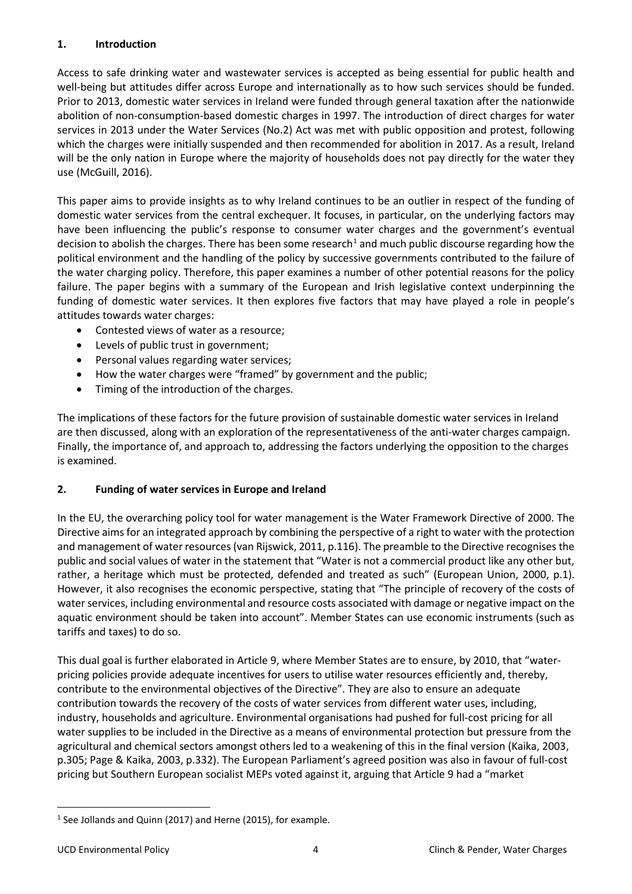## 1. Introduction

Access to safe drinking water and wastewater services is accepted as being essential for public health and well-being but attitudes differ across Europe and internationally as to how such services should be funded. Prior to 2013, domestic water services in Ireland were funded through general taxation after the nationwide abolition of non-consumption-based domestic charges in 1997. The introduction of direct charges for water services in 2013 under the Water Services (No.2) Act was met with public opposition and protest, following which the charges were initially suspended and then recommended for abolition in 2017. As a result, Ireland will be the only nation in Europe where the majority of households does not pay directly for the water they use (McGuill, 2016).

This paper aims to provide insights as to why Ireland continues to be an outlier in respect of the funding of domestic water services from the central exchequer. It focuses, in particular, on the underlying factors may have been influencing the public's response to consumer water charges and the government's eventual decision to abolish the charges. There has been some research[1] and much public discourse regarding how the political environment and the handling of the policy by successive governments contributed to the failure of the water charging policy. Therefore, this paper examines a number of other potential reasons for the policy failure. The paper begins with a summary of the European and Irish legislative context underpinning the funding of domestic water services. It then explores five factors that may have played a role in people's attitudes towards water charges:

- Contested views of water as a resource;
- Levels of public trust in government;
- Personal values regarding water services;
- How the water charges were "framed" by government and the public;
- Timing of the introduction of the charges.

The implications of these factors for the future provision of sustainable domestic water services in Ireland are then discussed, along with an exploration of the representativeness of the anti-water charges campaign. Finally, the importance of, and approach to, addressing the factors underlying the opposition to the charges is examined.

## 2. Funding of water services in Europe and Ireland

In the EU, the overarching policy tool for water management is the Water Framework Directive of 2000. The Directive aims for an integrated approach by combining the perspective of a right to water with the protection and management of water resources (van Rijswick, 2011, p.116). The preamble to the Directive recognises the public and social values of water in the statement that "Water is not a commercial product like any other but, rather, a heritage which must be protected, defended and treated as such" (European Union, 2000, p.1). However, it also recognises the economic perspective, stating that "The principle of recovery of the costs of water services, including environmental and resource costs associated with damage or negative impact on the aquatic environment should be taken into account". Member States can use economic instruments (such as tariffs and taxes) to do so.

This dual goal is further elaborated in Article 9, where Member States are to ensure, by 2010, that "water-pricing policies provide adequate incentives for users to utilise water resources efficiently and, thereby, contribute to the environmental objectives of the Directive". They are also to ensure an adequate contribution towards the recovery of the costs of water services from different water uses, including, industry, households and agriculture. Environmental organisations had pushed for full-cost pricing for all water supplies to be included in the Directive as a means of environmental protection but pressure from the agricultural and chemical sectors amongst others led to a weakening of this in the final version (Kaika, 2003, p.305; Page & Kaika, 2003, p.332). The European Parliament's agreed position was also in favour of full-cost pricing but Southern European socialist MEPs voted against it, arguing that Article 9 had a "market

[1] See Jollands and Quinn (2017) and Herne (2015), for example.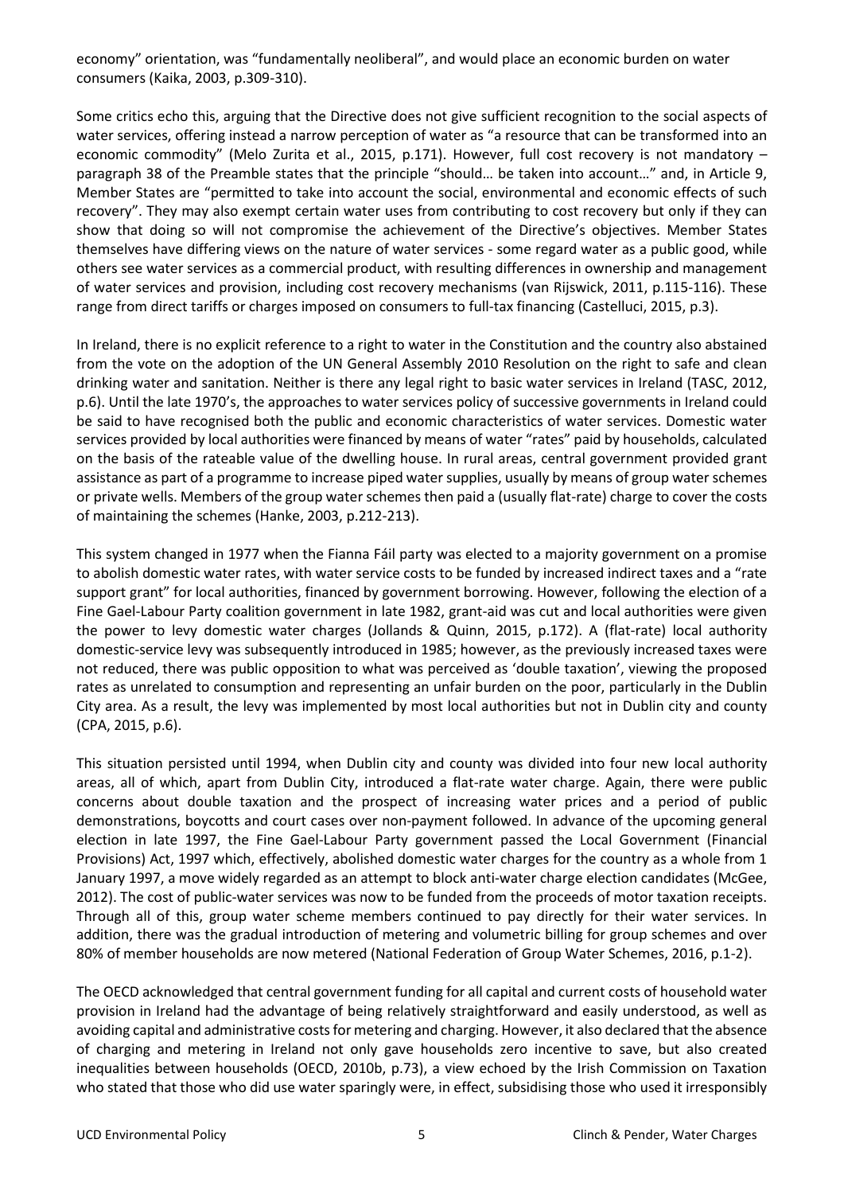economy" orientation, was "fundamentally neoliberal", and would place an economic burden on water consumers (Kaika, 2003, p.309-310).

Some critics echo this, arguing that the Directive does not give sufficient recognition to the social aspects of water services, offering instead a narrow perception of water as "a resource that can be transformed into an economic commodity" (Melo Zurita et al., 2015, p.171). However, full cost recovery is not mandatory – paragraph 38 of the Preamble states that the principle "should… be taken into account…" and, in Article 9, Member States are "permitted to take into account the social, environmental and economic effects of such recovery". They may also exempt certain water uses from contributing to cost recovery but only if they can show that doing so will not compromise the achievement of the Directive's objectives. Member States themselves have differing views on the nature of water services - some regard water as a public good, while others see water services as a commercial product, with resulting differences in ownership and management of water services and provision, including cost recovery mechanisms (van Rijswick, 2011, p.115-116). These range from direct tariffs or charges imposed on consumers to full-tax financing (Castelluci, 2015, p.3).

In Ireland, there is no explicit reference to a right to water in the Constitution and the country also abstained from the vote on the adoption of the UN General Assembly 2010 Resolution on the right to safe and clean drinking water and sanitation. Neither is there any legal right to basic water services in Ireland (TASC, 2012, p.6). Until the late 1970's, the approaches to water services policy of successive governments in Ireland could be said to have recognised both the public and economic characteristics of water services. Domestic water services provided by local authorities were financed by means of water "rates" paid by households, calculated on the basis of the rateable value of the dwelling house. In rural areas, central government provided grant assistance as part of a programme to increase piped water supplies, usually by means of group water schemes or private wells. Members of the group water schemes then paid a (usually flat-rate) charge to cover the costs of maintaining the schemes (Hanke, 2003, p.212-213).

This system changed in 1977 when the Fianna Fáil party was elected to a majority government on a promise to abolish domestic water rates, with water service costs to be funded by increased indirect taxes and a "rate support grant" for local authorities, financed by government borrowing. However, following the election of a Fine Gael-Labour Party coalition government in late 1982, grant-aid was cut and local authorities were given the power to levy domestic water charges (Jollands & Quinn, 2015, p.172). A (flat-rate) local authority domestic-service levy was subsequently introduced in 1985; however, as the previously increased taxes were not reduced, there was public opposition to what was perceived as 'double taxation', viewing the proposed rates as unrelated to consumption and representing an unfair burden on the poor, particularly in the Dublin City area. As a result, the levy was implemented by most local authorities but not in Dublin city and county (CPA, 2015, p.6).

This situation persisted until 1994, when Dublin city and county was divided into four new local authority areas, all of which, apart from Dublin City, introduced a flat-rate water charge. Again, there were public concerns about double taxation and the prospect of increasing water prices and a period of public demonstrations, boycotts and court cases over non-payment followed. In advance of the upcoming general election in late 1997, the Fine Gael-Labour Party government passed the Local Government (Financial Provisions) Act, 1997 which, effectively, abolished domestic water charges for the country as a whole from 1 January 1997, a move widely regarded as an attempt to block anti-water charge election candidates (McGee, 2012). The cost of public-water services was now to be funded from the proceeds of motor taxation receipts. Through all of this, group water scheme members continued to pay directly for their water services. In addition, there was the gradual introduction of metering and volumetric billing for group schemes and over 80% of member households are now metered (National Federation of Group Water Schemes, 2016, p.1-2).

The OECD acknowledged that central government funding for all capital and current costs of household water provision in Ireland had the advantage of being relatively straightforward and easily understood, as well as avoiding capital and administrative costs for metering and charging. However, it also declared that the absence of charging and metering in Ireland not only gave households zero incentive to save, but also created inequalities between households (OECD, 2010b, p.73), a view echoed by the Irish Commission on Taxation who stated that those who did use water sparingly were, in effect, subsidising those who used it irresponsibly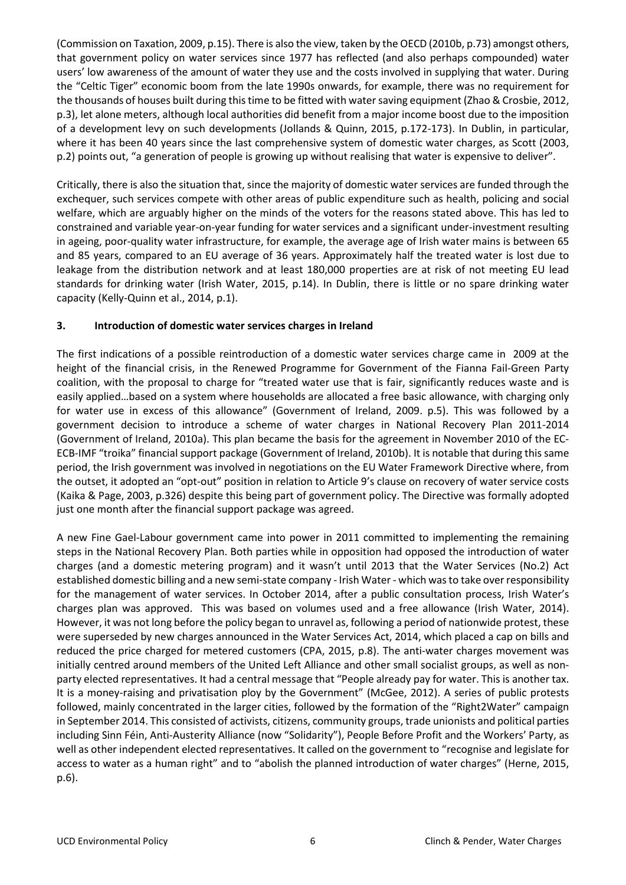(Commission on Taxation, 2009, p.15). There is also the view, taken by the OECD (2010b, p.73) amongst others, that government policy on water services since 1977 has reflected (and also perhaps compounded) water users' low awareness of the amount of water they use and the costs involved in supplying that water. During the "Celtic Tiger" economic boom from the late 1990s onwards, for example, there was no requirement for the thousands of houses built during this time to be fitted with water saving equipment (Zhao & Crosbie, 2012, p.3), let alone meters, although local authorities did benefit from a major income boost due to the imposition of a development levy on such developments (Jollands & Quinn, 2015, p.172-173). In Dublin, in particular, where it has been 40 years since the last comprehensive system of domestic water charges, as Scott (2003, p.2) points out, "a generation of people is growing up without realising that water is expensive to deliver".

Critically, there is also the situation that, since the majority of domestic water services are funded through the exchequer, such services compete with other areas of public expenditure such as health, policing and social welfare, which are arguably higher on the minds of the voters for the reasons stated above. This has led to constrained and variable year-on-year funding for water services and a significant under-investment resulting in ageing, poor-quality water infrastructure, for example, the average age of Irish water mains is between 65 and 85 years, compared to an EU average of 36 years. Approximately half the treated water is lost due to leakage from the distribution network and at least 180,000 properties are at risk of not meeting EU lead standards for drinking water (Irish Water, 2015, p.14). In Dublin, there is little or no spare drinking water capacity (Kelly-Quinn et al., 2014, p.1).

## 3. Introduction of domestic water services charges in Ireland

The first indications of a possible reintroduction of a domestic water services charge came in 2009 at the height of the financial crisis, in the Renewed Programme for Government of the Fianna Fail-Green Party coalition, with the proposal to charge for "treated water use that is fair, significantly reduces waste and is easily applied…based on a system where households are allocated a free basic allowance, with charging only for water use in excess of this allowance" (Government of Ireland, 2009. p.5). This was followed by a government decision to introduce a scheme of water charges in National Recovery Plan 2011-2014 (Government of Ireland, 2010a). This plan became the basis for the agreement in November 2010 of the EC-ECB-IMF "troika" financial support package (Government of Ireland, 2010b). It is notable that during this same period, the Irish government was involved in negotiations on the EU Water Framework Directive where, from the outset, it adopted an "opt-out" position in relation to Article 9's clause on recovery of water service costs (Kaika & Page, 2003, p.326) despite this being part of government policy. The Directive was formally adopted just one month after the financial support package was agreed.

A new Fine Gael-Labour government came into power in 2011 committed to implementing the remaining steps in the National Recovery Plan. Both parties while in opposition had opposed the introduction of water charges (and a domestic metering program) and it wasn't until 2013 that the Water Services (No.2) Act established domestic billing and a new semi-state company - Irish Water - which was to take over responsibility for the management of water services. In October 2014, after a public consultation process, Irish Water's charges plan was approved. This was based on volumes used and a free allowance (Irish Water, 2014). However, it was not long before the policy began to unravel as, following a period of nationwide protest, these were superseded by new charges announced in the Water Services Act, 2014, which placed a cap on bills and reduced the price charged for metered customers (CPA, 2015, p.8). The anti-water charges movement was initially centred around members of the United Left Alliance and other small socialist groups, as well as non-party elected representatives. It had a central message that "People already pay for water. This is another tax. It is a money-raising and privatisation ploy by the Government" (McGee, 2012). A series of public protests followed, mainly concentrated in the larger cities, followed by the formation of the "Right2Water" campaign in September 2014. This consisted of activists, citizens, community groups, trade unionists and political parties including Sinn Féin, Anti-Austerity Alliance (now "Solidarity"), People Before Profit and the Workers' Party, as well as other independent elected representatives. It called on the government to "recognise and legislate for access to water as a human right" and to "abolish the planned introduction of water charges" (Herne, 2015, p.6).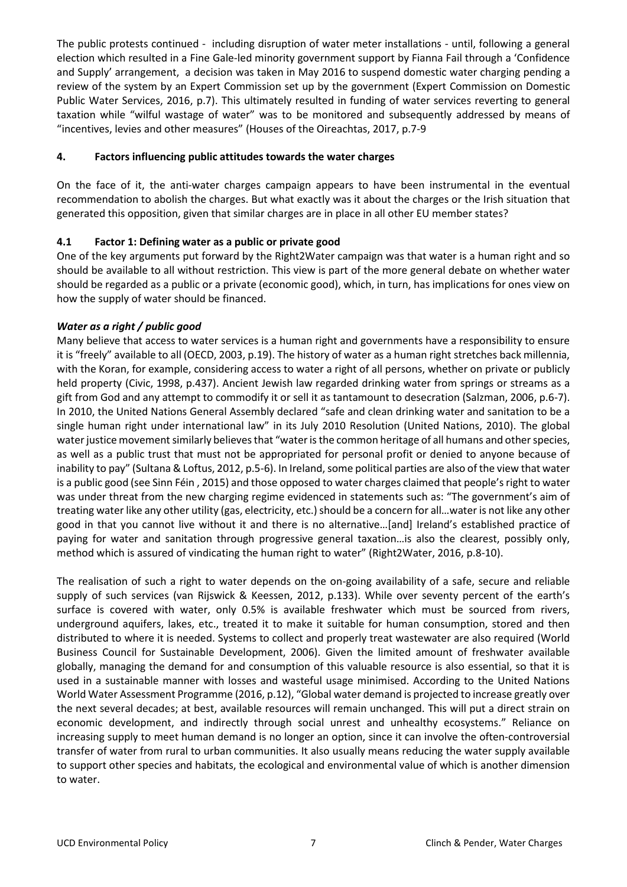The public protests continued - including disruption of water meter installations - until, following a general election which resulted in a Fine Gale-led minority government support by Fianna Fail through a 'Confidence and Supply' arrangement, a decision was taken in May 2016 to suspend domestic water charging pending a review of the system by an Expert Commission set up by the government (Expert Commission on Domestic Public Water Services, 2016, p.7). This ultimately resulted in funding of water services reverting to general taxation while "wilful wastage of water" was to be monitored and subsequently addressed by means of "incentives, levies and other measures" (Houses of the Oireachtas, 2017, p.7-9

## 4. Factors influencing public attitudes towards the water charges

On the face of it, the anti-water charges campaign appears to have been instrumental in the eventual recommendation to abolish the charges. But what exactly was it about the charges or the Irish situation that generated this opposition, given that similar charges are in place in all other EU member states?

### 4.1 Factor 1: Defining water as a public or private good

One of the key arguments put forward by the Right2Water campaign was that water is a human right and so should be available to all without restriction. This view is part of the more general debate on whether water should be regarded as a public or a private (economic good), which, in turn, has implications for ones view on how the supply of water should be financed.

***Water as a right / public good***

Many believe that access to water services is a human right and governments have a responsibility to ensure it is "freely" available to all (OECD, 2003, p.19). The history of water as a human right stretches back millennia, with the Koran, for example, considering access to water a right of all persons, whether on private or publicly held property (Civic, 1998, p.437). Ancient Jewish law regarded drinking water from springs or streams as a gift from God and any attempt to commodify it or sell it as tantamount to desecration (Salzman, 2006, p.6-7). In 2010, the United Nations General Assembly declared "safe and clean drinking water and sanitation to be a single human right under international law" in its July 2010 Resolution (United Nations, 2010). The global water justice movement similarly believes that "water is the common heritage of all humans and other species, as well as a public trust that must not be appropriated for personal profit or denied to anyone because of inability to pay" (Sultana & Loftus, 2012, p.5-6). In Ireland, some political parties are also of the view that water is a public good (see Sinn Féin , 2015) and those opposed to water charges claimed that people's right to water was under threat from the new charging regime evidenced in statements such as: "The government's aim of treating water like any other utility (gas, electricity, etc.) should be a concern for all…water is not like any other good in that you cannot live without it and there is no alternative…[and] Ireland's established practice of paying for water and sanitation through progressive general taxation…is also the clearest, possibly only, method which is assured of vindicating the human right to water" (Right2Water, 2016, p.8-10).

The realisation of such a right to water depends on the on-going availability of a safe, secure and reliable supply of such services (van Rijswick & Keessen, 2012, p.133). While over seventy percent of the earth's surface is covered with water, only 0.5% is available freshwater which must be sourced from rivers, underground aquifers, lakes, etc., treated it to make it suitable for human consumption, stored and then distributed to where it is needed. Systems to collect and properly treat wastewater are also required (World Business Council for Sustainable Development, 2006). Given the limited amount of freshwater available globally, managing the demand for and consumption of this valuable resource is also essential, so that it is used in a sustainable manner with losses and wasteful usage minimised. According to the United Nations World Water Assessment Programme (2016, p.12), "Global water demand is projected to increase greatly over the next several decades; at best, available resources will remain unchanged. This will put a direct strain on economic development, and indirectly through social unrest and unhealthy ecosystems." Reliance on increasing supply to meet human demand is no longer an option, since it can involve the often-controversial transfer of water from rural to urban communities. It also usually means reducing the water supply available to support other species and habitats, the ecological and environmental value of which is another dimension to water.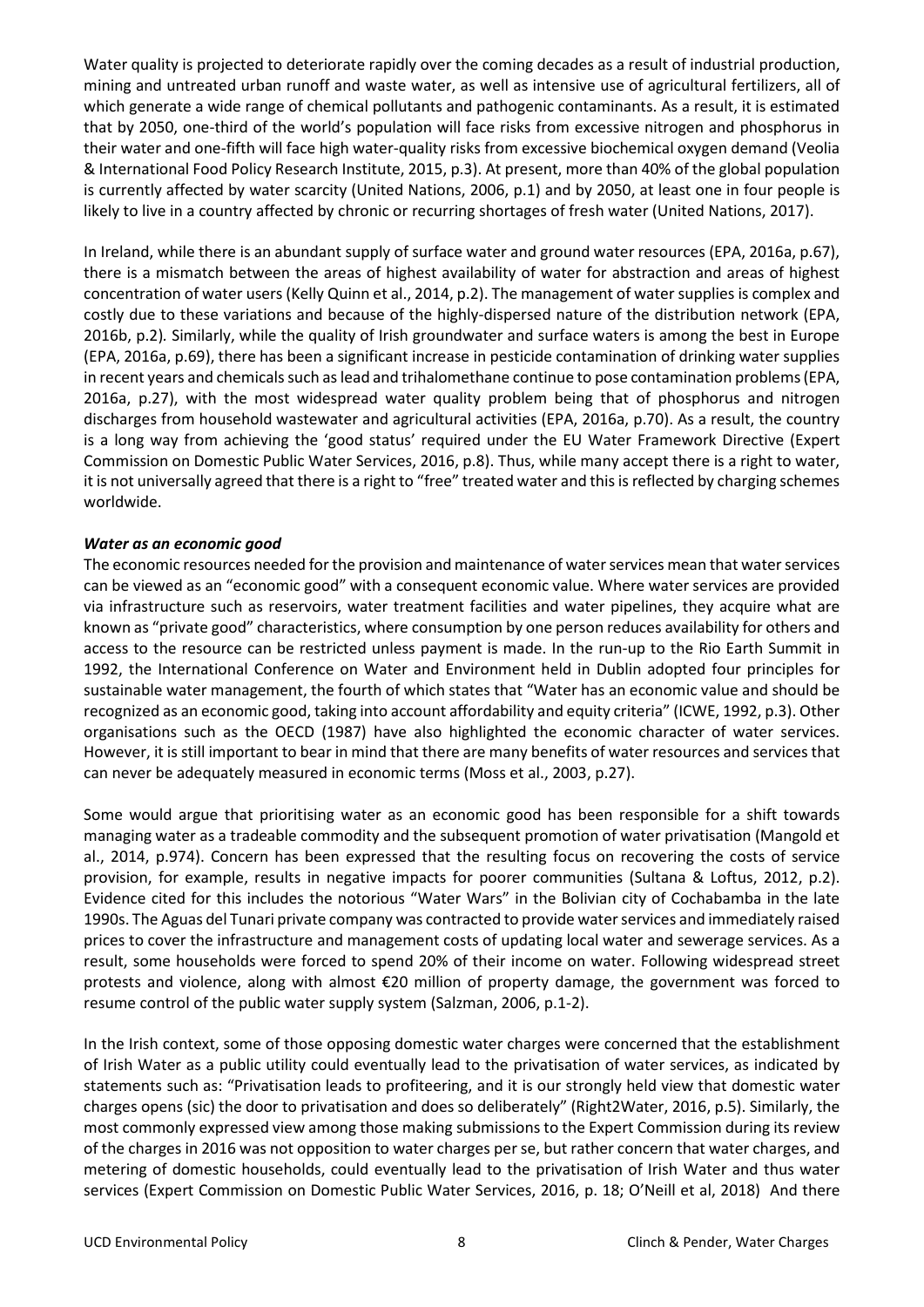Water quality is projected to deteriorate rapidly over the coming decades as a result of industrial production, mining and untreated urban runoff and waste water, as well as intensive use of agricultural fertilizers, all of which generate a wide range of chemical pollutants and pathogenic contaminants. As a result, it is estimated that by 2050, one-third of the world's population will face risks from excessive nitrogen and phosphorus in their water and one-fifth will face high water-quality risks from excessive biochemical oxygen demand (Veolia & International Food Policy Research Institute, 2015, p.3). At present, more than 40% of the global population is currently affected by water scarcity (United Nations, 2006, p.1) and by 2050, at least one in four people is likely to live in a country affected by chronic or recurring shortages of fresh water (United Nations, 2017).

In Ireland, while there is an abundant supply of surface water and ground water resources (EPA, 2016a, p.67), there is a mismatch between the areas of highest availability of water for abstraction and areas of highest concentration of water users (Kelly Quinn et al., 2014, p.2). The management of water supplies is complex and costly due to these variations and because of the highly-dispersed nature of the distribution network (EPA, 2016b, p.2). Similarly, while the quality of Irish groundwater and surface waters is among the best in Europe (EPA, 2016a, p.69), there has been a significant increase in pesticide contamination of drinking water supplies in recent years and chemicals such as lead and trihalomethane continue to pose contamination problems (EPA, 2016a, p.27), with the most widespread water quality problem being that of phosphorus and nitrogen discharges from household wastewater and agricultural activities (EPA, 2016a, p.70). As a result, the country is a long way from achieving the 'good status' required under the EU Water Framework Directive (Expert Commission on Domestic Public Water Services, 2016, p.8). Thus, while many accept there is a right to water, it is not universally agreed that there is a right to "free" treated water and this is reflected by charging schemes worldwide.

### *Water as an economic good*

The economic resources needed for the provision and maintenance of water services mean that water services can be viewed as an "economic good" with a consequent economic value. Where water services are provided via infrastructure such as reservoirs, water treatment facilities and water pipelines, they acquire what are known as "private good" characteristics, where consumption by one person reduces availability for others and access to the resource can be restricted unless payment is made. In the run-up to the Rio Earth Summit in 1992, the International Conference on Water and Environment held in Dublin adopted four principles for sustainable water management, the fourth of which states that "Water has an economic value and should be recognized as an economic good, taking into account affordability and equity criteria" (ICWE, 1992, p.3). Other organisations such as the OECD (1987) have also highlighted the economic character of water services. However, it is still important to bear in mind that there are many benefits of water resources and services that can never be adequately measured in economic terms (Moss et al., 2003, p.27).

Some would argue that prioritising water as an economic good has been responsible for a shift towards managing water as a tradeable commodity and the subsequent promotion of water privatisation (Mangold et al., 2014, p.974). Concern has been expressed that the resulting focus on recovering the costs of service provision, for example, results in negative impacts for poorer communities (Sultana & Loftus, 2012, p.2). Evidence cited for this includes the notorious "Water Wars" in the Bolivian city of Cochabamba in the late 1990s. The Aguas del Tunari private company was contracted to provide water services and immediately raised prices to cover the infrastructure and management costs of updating local water and sewerage services. As a result, some households were forced to spend 20% of their income on water. Following widespread street protests and violence, along with almost €20 million of property damage, the government was forced to resume control of the public water supply system (Salzman, 2006, p.1-2).

In the Irish context, some of those opposing domestic water charges were concerned that the establishment of Irish Water as a public utility could eventually lead to the privatisation of water services, as indicated by statements such as: "Privatisation leads to profiteering, and it is our strongly held view that domestic water charges opens (sic) the door to privatisation and does so deliberately" (Right2Water, 2016, p.5). Similarly, the most commonly expressed view among those making submissions to the Expert Commission during its review of the charges in 2016 was not opposition to water charges per se, but rather concern that water charges, and metering of domestic households, could eventually lead to the privatisation of Irish Water and thus water services (Expert Commission on Domestic Public Water Services, 2016, p. 18; O'Neill et al, 2018) And there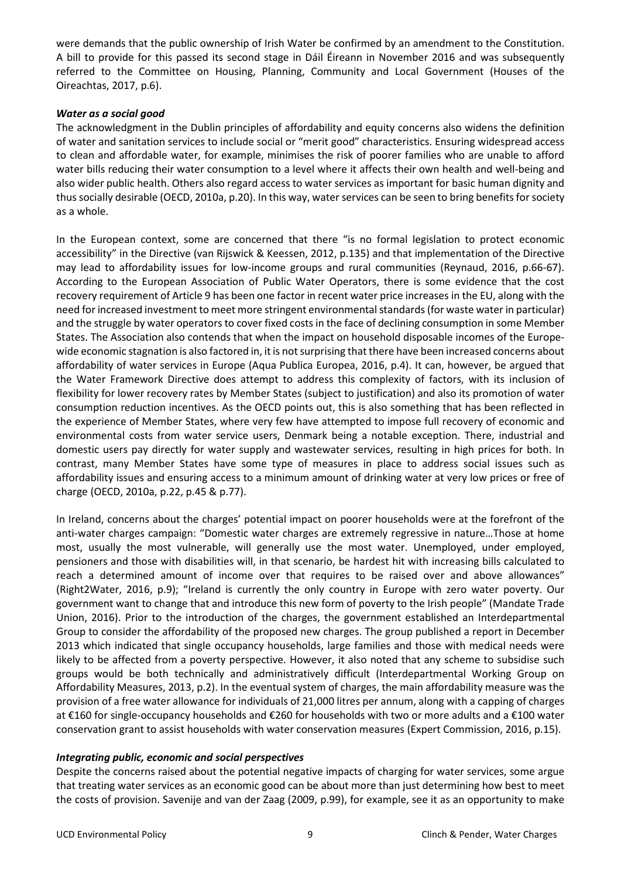were demands that the public ownership of Irish Water be confirmed by an amendment to the Constitution. A bill to provide for this passed its second stage in Dáil Éireann in November 2016 and was subsequently referred to the Committee on Housing, Planning, Community and Local Government (Houses of the Oireachtas, 2017, p.6).

### *Water as a social good*

The acknowledgment in the Dublin principles of affordability and equity concerns also widens the definition of water and sanitation services to include social or "merit good" characteristics. Ensuring widespread access to clean and affordable water, for example, minimises the risk of poorer families who are unable to afford water bills reducing their water consumption to a level where it affects their own health and well-being and also wider public health. Others also regard access to water services as important for basic human dignity and thus socially desirable (OECD, 2010a, p.20). In this way, water services can be seen to bring benefits for society as a whole.

In the European context, some are concerned that there "is no formal legislation to protect economic accessibility" in the Directive (van Rijswick & Keessen, 2012, p.135) and that implementation of the Directive may lead to affordability issues for low-income groups and rural communities (Reynaud, 2016, p.66-67). According to the European Association of Public Water Operators, there is some evidence that the cost recovery requirement of Article 9 has been one factor in recent water price increases in the EU, along with the need for increased investment to meet more stringent environmental standards (for waste water in particular) and the struggle by water operators to cover fixed costs in the face of declining consumption in some Member States. The Association also contends that when the impact on household disposable incomes of the Europe-wide economic stagnation is also factored in, it is not surprising that there have been increased concerns about affordability of water services in Europe (Aqua Publica Europea, 2016, p.4). It can, however, be argued that the Water Framework Directive does attempt to address this complexity of factors, with its inclusion of flexibility for lower recovery rates by Member States (subject to justification) and also its promotion of water consumption reduction incentives. As the OECD points out, this is also something that has been reflected in the experience of Member States, where very few have attempted to impose full recovery of economic and environmental costs from water service users, Denmark being a notable exception. There, industrial and domestic users pay directly for water supply and wastewater services, resulting in high prices for both. In contrast, many Member States have some type of measures in place to address social issues such as affordability issues and ensuring access to a minimum amount of drinking water at very low prices or free of charge (OECD, 2010a, p.22, p.45 & p.77).

In Ireland, concerns about the charges' potential impact on poorer households were at the forefront of the anti-water charges campaign: "Domestic water charges are extremely regressive in nature…Those at home most, usually the most vulnerable, will generally use the most water. Unemployed, under employed, pensioners and those with disabilities will, in that scenario, be hardest hit with increasing bills calculated to reach a determined amount of income over that requires to be raised over and above allowances" (Right2Water, 2016, p.9); "Ireland is currently the only country in Europe with zero water poverty. Our government want to change that and introduce this new form of poverty to the Irish people" (Mandate Trade Union, 2016). Prior to the introduction of the charges, the government established an Interdepartmental Group to consider the affordability of the proposed new charges. The group published a report in December 2013 which indicated that single occupancy households, large families and those with medical needs were likely to be affected from a poverty perspective. However, it also noted that any scheme to subsidise such groups would be both technically and administratively difficult (Interdepartmental Working Group on Affordability Measures, 2013, p.2). In the eventual system of charges, the main affordability measure was the provision of a free water allowance for individuals of 21,000 litres per annum, along with a capping of charges at €160 for single-occupancy households and €260 for households with two or more adults and a €100 water conservation grant to assist households with water conservation measures (Expert Commission, 2016, p.15).

### *Integrating public, economic and social perspectives*

Despite the concerns raised about the potential negative impacts of charging for water services, some argue that treating water services as an economic good can be about more than just determining how best to meet the costs of provision. Savenije and van der Zaag (2009, p.99), for example, see it as an opportunity to make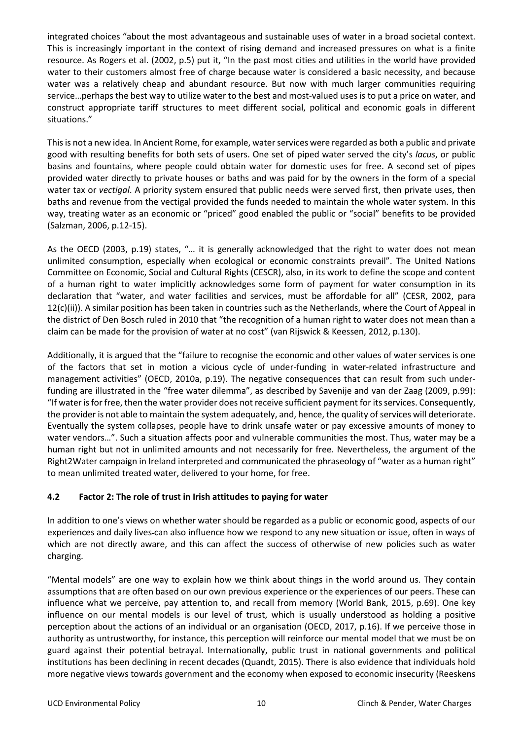integrated choices "about the most advantageous and sustainable uses of water in a broad societal context. This is increasingly important in the context of rising demand and increased pressures on what is a finite resource. As Rogers et al. (2002, p.5) put it, "In the past most cities and utilities in the world have provided water to their customers almost free of charge because water is considered a basic necessity, and because water was a relatively cheap and abundant resource. But now with much larger communities requiring service…perhaps the best way to utilize water to the best and most-valued uses is to put a price on water, and construct appropriate tariff structures to meet different social, political and economic goals in different situations."

This is not a new idea. In Ancient Rome, for example, water services were regarded as both a public and private good with resulting benefits for both sets of users. One set of piped water served the city's *lacus*, or public basins and fountains, where people could obtain water for domestic uses for free. A second set of pipes provided water directly to private houses or baths and was paid for by the owners in the form of a special water tax or *vectigal*. A priority system ensured that public needs were served first, then private uses, then baths and revenue from the vectigal provided the funds needed to maintain the whole water system. In this way, treating water as an economic or "priced" good enabled the public or "social" benefits to be provided (Salzman, 2006, p.12-15).

As the OECD (2003, p.19) states, "… it is generally acknowledged that the right to water does not mean unlimited consumption, especially when ecological or economic constraints prevail". The United Nations Committee on Economic, Social and Cultural Rights (CESCR), also, in its work to define the scope and content of a human right to water implicitly acknowledges some form of payment for water consumption in its declaration that "water, and water facilities and services, must be affordable for all" (CESR, 2002, para 12(c)(ii)). A similar position has been taken in countries such as the Netherlands, where the Court of Appeal in the district of Den Bosch ruled in 2010 that "the recognition of a human right to water does not mean than a claim can be made for the provision of water at no cost" (van Rijswick & Keessen, 2012, p.130).

Additionally, it is argued that the "failure to recognise the economic and other values of water services is one of the factors that set in motion a vicious cycle of under-funding in water-related infrastructure and management activities" (OECD, 2010a, p.19). The negative consequences that can result from such under-funding are illustrated in the "free water dilemma", as described by Savenije and van der Zaag (2009, p.99): "If water is for free, then the water provider does not receive sufficient payment for its services. Consequently, the provider is not able to maintain the system adequately, and, hence, the quality of services will deteriorate. Eventually the system collapses, people have to drink unsafe water or pay excessive amounts of money to water vendors…". Such a situation affects poor and vulnerable communities the most. Thus, water may be a human right but not in unlimited amounts and not necessarily for free. Nevertheless, the argument of the Right2Water campaign in Ireland interpreted and communicated the phraseology of "water as a human right" to mean unlimited treated water, delivered to your home, for free.

## 4.2 Factor 2: The role of trust in Irish attitudes to paying for water

In addition to one's views on whether water should be regarded as a public or economic good, aspects of our experiences and daily lives can also influence how we respond to any new situation or issue, often in ways of which are not directly aware, and this can affect the success of otherwise of new policies such as water charging.

"Mental models" are one way to explain how we think about things in the world around us. They contain assumptions that are often based on our own previous experience or the experiences of our peers. These can influence what we perceive, pay attention to, and recall from memory (World Bank, 2015, p.69). One key influence on our mental models is our level of trust, which is usually understood as holding a positive perception about the actions of an individual or an organisation (OECD, 2017, p.16). If we perceive those in authority as untrustworthy, for instance, this perception will reinforce our mental model that we must be on guard against their potential betrayal. Internationally, public trust in national governments and political institutions has been declining in recent decades (Quandt, 2015). There is also evidence that individuals hold more negative views towards government and the economy when exposed to economic insecurity (Reeskens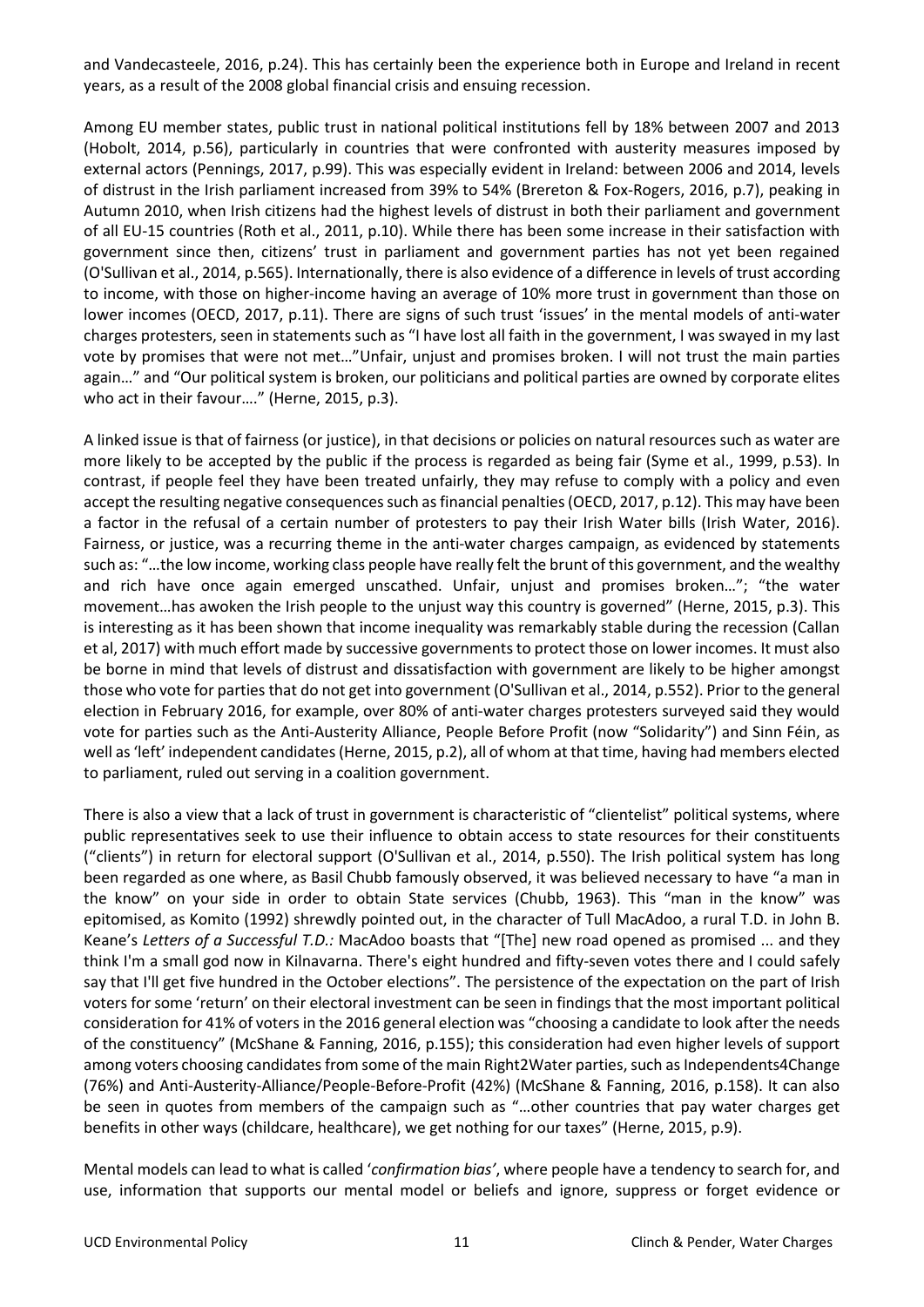and Vandecasteele, 2016, p.24). This has certainly been the experience both in Europe and Ireland in recent years, as a result of the 2008 global financial crisis and ensuing recession.

Among EU member states, public trust in national political institutions fell by 18% between 2007 and 2013 (Hobolt, 2014, p.56), particularly in countries that were confronted with austerity measures imposed by external actors (Pennings, 2017, p.99). This was especially evident in Ireland: between 2006 and 2014, levels of distrust in the Irish parliament increased from 39% to 54% (Brereton & Fox-Rogers, 2016, p.7), peaking in Autumn 2010, when Irish citizens had the highest levels of distrust in both their parliament and government of all EU-15 countries (Roth et al., 2011, p.10). While there has been some increase in their satisfaction with government since then, citizens' trust in parliament and government parties has not yet been regained (O'Sullivan et al., 2014, p.565). Internationally, there is also evidence of a difference in levels of trust according to income, with those on higher-income having an average of 10% more trust in government than those on lower incomes (OECD, 2017, p.11). There are signs of such trust 'issues' in the mental models of anti-water charges protesters, seen in statements such as "I have lost all faith in the government, I was swayed in my last vote by promises that were not met…"Unfair, unjust and promises broken. I will not trust the main parties again…" and "Our political system is broken, our politicians and political parties are owned by corporate elites who act in their favour…." (Herne, 2015, p.3).

A linked issue is that of fairness (or justice), in that decisions or policies on natural resources such as water are more likely to be accepted by the public if the process is regarded as being fair (Syme et al., 1999, p.53). In contrast, if people feel they have been treated unfairly, they may refuse to comply with a policy and even accept the resulting negative consequences such as financial penalties (OECD, 2017, p.12). This may have been a factor in the refusal of a certain number of protesters to pay their Irish Water bills (Irish Water, 2016). Fairness, or justice, was a recurring theme in the anti-water charges campaign, as evidenced by statements such as: "…the low income, working class people have really felt the brunt of this government, and the wealthy and rich have once again emerged unscathed. Unfair, unjust and promises broken…"; "the water movement…has awoken the Irish people to the unjust way this country is governed" (Herne, 2015, p.3). This is interesting as it has been shown that income inequality was remarkably stable during the recession (Callan et al, 2017) with much effort made by successive governments to protect those on lower incomes. It must also be borne in mind that levels of distrust and dissatisfaction with government are likely to be higher amongst those who vote for parties that do not get into government (O'Sullivan et al., 2014, p.552). Prior to the general election in February 2016, for example, over 80% of anti-water charges protesters surveyed said they would vote for parties such as the Anti-Austerity Alliance, People Before Profit (now "Solidarity") and Sinn Féin, as well as 'left' independent candidates (Herne, 2015, p.2), all of whom at that time, having had members elected to parliament, ruled out serving in a coalition government.

There is also a view that a lack of trust in government is characteristic of "clientelist" political systems, where public representatives seek to use their influence to obtain access to state resources for their constituents ("clients") in return for electoral support (O'Sullivan et al., 2014, p.550). The Irish political system has long been regarded as one where, as Basil Chubb famously observed, it was believed necessary to have "a man in the know" on your side in order to obtain State services (Chubb, 1963). This "man in the know" was epitomised, as Komito (1992) shrewdly pointed out, in the character of Tull MacAdoo, a rural T.D. in John B. Keane's *Letters of a Successful T.D.:* MacAdoo boasts that "[The] new road opened as promised ... and they think I'm a small god now in Kilnavarna. There's eight hundred and fifty-seven votes there and I could safely say that I'll get five hundred in the October elections". The persistence of the expectation on the part of Irish voters for some 'return' on their electoral investment can be seen in findings that the most important political consideration for 41% of voters in the 2016 general election was "choosing a candidate to look after the needs of the constituency" (McShane & Fanning, 2016, p.155); this consideration had even higher levels of support among voters choosing candidates from some of the main Right2Water parties, such as Independents4Change (76%) and Anti-Austerity-Alliance/People-Before-Profit (42%) (McShane & Fanning, 2016, p.158). It can also be seen in quotes from members of the campaign such as "…other countries that pay water charges get benefits in other ways (childcare, healthcare), we get nothing for our taxes" (Herne, 2015, p.9).

Mental models can lead to what is called '*confirmation bias'*, where people have a tendency to search for, and use, information that supports our mental model or beliefs and ignore, suppress or forget evidence or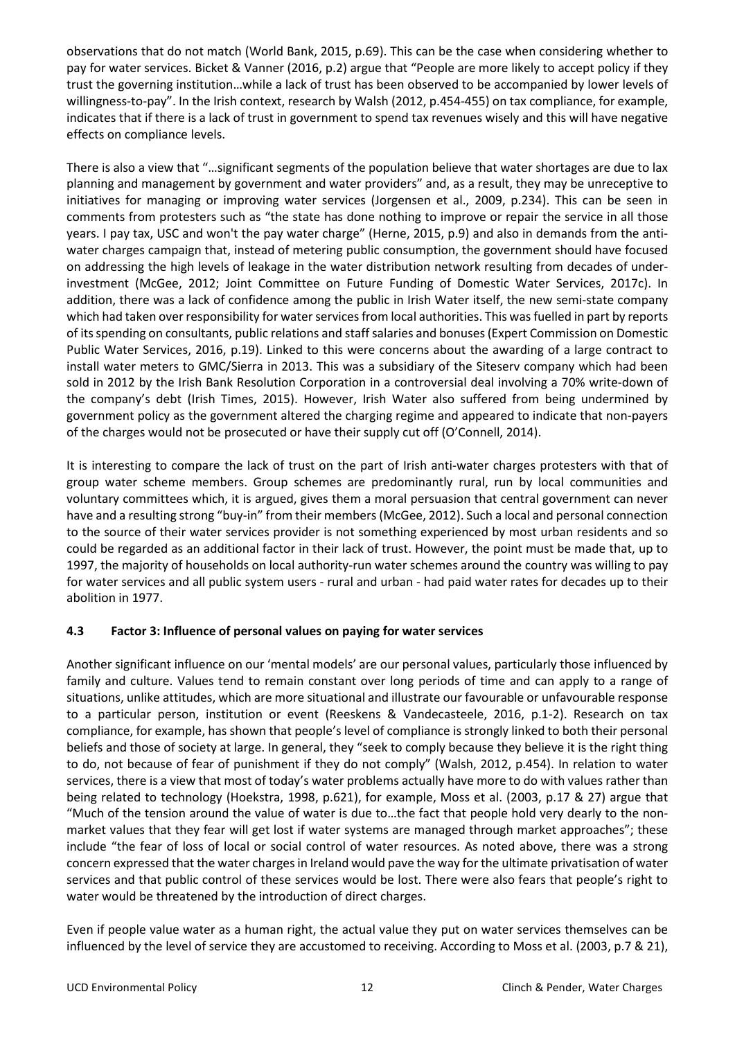observations that do not match (World Bank, 2015, p.69). This can be the case when considering whether to pay for water services. Bicket & Vanner (2016, p.2) argue that "People are more likely to accept policy if they trust the governing institution…while a lack of trust has been observed to be accompanied by lower levels of willingness-to-pay". In the Irish context, research by Walsh (2012, p.454-455) on tax compliance, for example, indicates that if there is a lack of trust in government to spend tax revenues wisely and this will have negative effects on compliance levels.

There is also a view that "…significant segments of the population believe that water shortages are due to lax planning and management by government and water providers" and, as a result, they may be unreceptive to initiatives for managing or improving water services (Jorgensen et al., 2009, p.234). This can be seen in comments from protesters such as "the state has done nothing to improve or repair the service in all those years. I pay tax, USC and won't the pay water charge" (Herne, 2015, p.9) and also in demands from the anti-water charges campaign that, instead of metering public consumption, the government should have focused on addressing the high levels of leakage in the water distribution network resulting from decades of under-investment (McGee, 2012; Joint Committee on Future Funding of Domestic Water Services, 2017c). In addition, there was a lack of confidence among the public in Irish Water itself, the new semi-state company which had taken over responsibility for water services from local authorities. This was fuelled in part by reports of its spending on consultants, public relations and staff salaries and bonuses (Expert Commission on Domestic Public Water Services, 2016, p.19). Linked to this were concerns about the awarding of a large contract to install water meters to GMC/Sierra in 2013. This was a subsidiary of the Siteserv company which had been sold in 2012 by the Irish Bank Resolution Corporation in a controversial deal involving a 70% write-down of the company's debt (Irish Times, 2015). However, Irish Water also suffered from being undermined by government policy as the government altered the charging regime and appeared to indicate that non-payers of the charges would not be prosecuted or have their supply cut off (O'Connell, 2014).

It is interesting to compare the lack of trust on the part of Irish anti-water charges protesters with that of group water scheme members. Group schemes are predominantly rural, run by local communities and voluntary committees which, it is argued, gives them a moral persuasion that central government can never have and a resulting strong "buy-in" from their members (McGee, 2012). Such a local and personal connection to the source of their water services provider is not something experienced by most urban residents and so could be regarded as an additional factor in their lack of trust. However, the point must be made that, up to 1997, the majority of households on local authority-run water schemes around the country was willing to pay for water services and all public system users - rural and urban - had paid water rates for decades up to their abolition in 1977.

### 4.3 Factor 3: Influence of personal values on paying for water services

Another significant influence on our 'mental models' are our personal values, particularly those influenced by family and culture. Values tend to remain constant over long periods of time and can apply to a range of situations, unlike attitudes, which are more situational and illustrate our favourable or unfavourable response to a particular person, institution or event (Reeskens & Vandecasteele, 2016, p.1-2). Research on tax compliance, for example, has shown that people's level of compliance is strongly linked to both their personal beliefs and those of society at large. In general, they "seek to comply because they believe it is the right thing to do, not because of fear of punishment if they do not comply" (Walsh, 2012, p.454). In relation to water services, there is a view that most of today's water problems actually have more to do with values rather than being related to technology (Hoekstra, 1998, p.621), for example, Moss et al. (2003, p.17 & 27) argue that "Much of the tension around the value of water is due to…the fact that people hold very dearly to the non-market values that they fear will get lost if water systems are managed through market approaches"; these include "the fear of loss of local or social control of water resources. As noted above, there was a strong concern expressed that the water charges in Ireland would pave the way for the ultimate privatisation of water services and that public control of these services would be lost. There were also fears that people's right to water would be threatened by the introduction of direct charges.

Even if people value water as a human right, the actual value they put on water services themselves can be influenced by the level of service they are accustomed to receiving. According to Moss et al. (2003, p.7 & 21),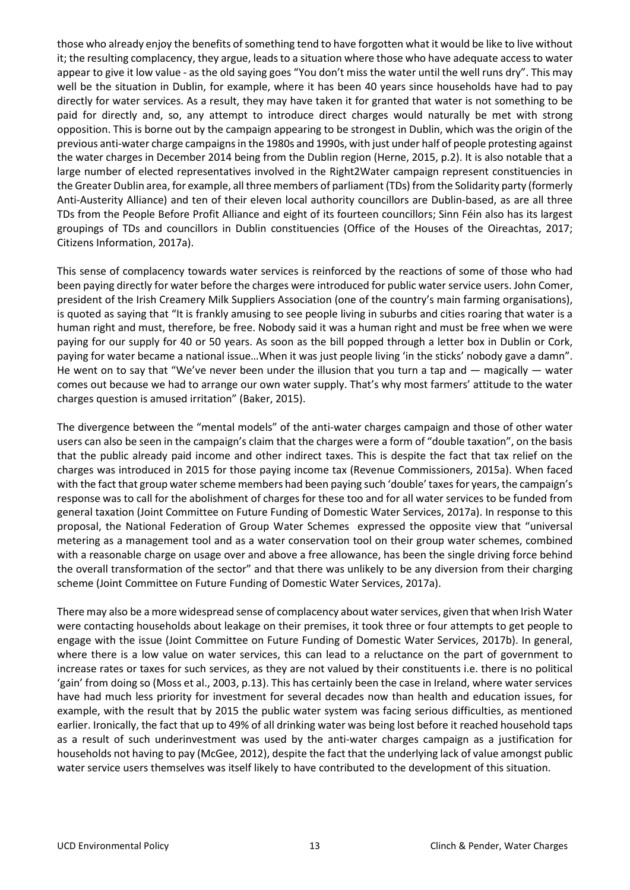those who already enjoy the benefits of something tend to have forgotten what it would be like to live without it; the resulting complacency, they argue, leads to a situation where those who have adequate access to water appear to give it low value - as the old saying goes "You don't miss the water until the well runs dry". This may well be the situation in Dublin, for example, where it has been 40 years since households have had to pay directly for water services. As a result, they may have taken it for granted that water is not something to be paid for directly and, so, any attempt to introduce direct charges would naturally be met with strong opposition. This is borne out by the campaign appearing to be strongest in Dublin, which was the origin of the previous anti-water charge campaigns in the 1980s and 1990s, with just under half of people protesting against the water charges in December 2014 being from the Dublin region (Herne, 2015, p.2). It is also notable that a large number of elected representatives involved in the Right2Water campaign represent constituencies in the Greater Dublin area, for example, all three members of parliament (TDs) from the Solidarity party (formerly Anti-Austerity Alliance) and ten of their eleven local authority councillors are Dublin-based, as are all three TDs from the People Before Profit Alliance and eight of its fourteen councillors; Sinn Féin also has its largest groupings of TDs and councillors in Dublin constituencies (Office of the Houses of the Oireachtas, 2017; Citizens Information, 2017a).

This sense of complacency towards water services is reinforced by the reactions of some of those who had been paying directly for water before the charges were introduced for public water service users. John Comer, president of the Irish Creamery Milk Suppliers Association (one of the country's main farming organisations), is quoted as saying that "It is frankly amusing to see people living in suburbs and cities roaring that water is a human right and must, therefore, be free. Nobody said it was a human right and must be free when we were paying for our supply for 40 or 50 years. As soon as the bill popped through a letter box in Dublin or Cork, paying for water became a national issue…When it was just people living 'in the sticks' nobody gave a damn". He went on to say that "We've never been under the illusion that you turn a tap and — magically — water comes out because we had to arrange our own water supply. That's why most farmers' attitude to the water charges question is amused irritation" (Baker, 2015).

The divergence between the "mental models" of the anti-water charges campaign and those of other water users can also be seen in the campaign's claim that the charges were a form of "double taxation", on the basis that the public already paid income and other indirect taxes. This is despite the fact that tax relief on the charges was introduced in 2015 for those paying income tax (Revenue Commissioners, 2015a). When faced with the fact that group water scheme members had been paying such 'double' taxes for years, the campaign's response was to call for the abolishment of charges for these too and for all water services to be funded from general taxation (Joint Committee on Future Funding of Domestic Water Services, 2017a). In response to this proposal, the National Federation of Group Water Schemes expressed the opposite view that "universal metering as a management tool and as a water conservation tool on their group water schemes, combined with a reasonable charge on usage over and above a free allowance, has been the single driving force behind the overall transformation of the sector" and that there was unlikely to be any diversion from their charging scheme (Joint Committee on Future Funding of Domestic Water Services, 2017a).

There may also be a more widespread sense of complacency about water services, given that when Irish Water were contacting households about leakage on their premises, it took three or four attempts to get people to engage with the issue (Joint Committee on Future Funding of Domestic Water Services, 2017b). In general, where there is a low value on water services, this can lead to a reluctance on the part of government to increase rates or taxes for such services, as they are not valued by their constituents i.e. there is no political 'gain' from doing so (Moss et al., 2003, p.13). This has certainly been the case in Ireland, where water services have had much less priority for investment for several decades now than health and education issues, for example, with the result that by 2015 the public water system was facing serious difficulties, as mentioned earlier. Ironically, the fact that up to 49% of all drinking water was being lost before it reached household taps as a result of such underinvestment was used by the anti-water charges campaign as a justification for households not having to pay (McGee, 2012), despite the fact that the underlying lack of value amongst public water service users themselves was itself likely to have contributed to the development of this situation.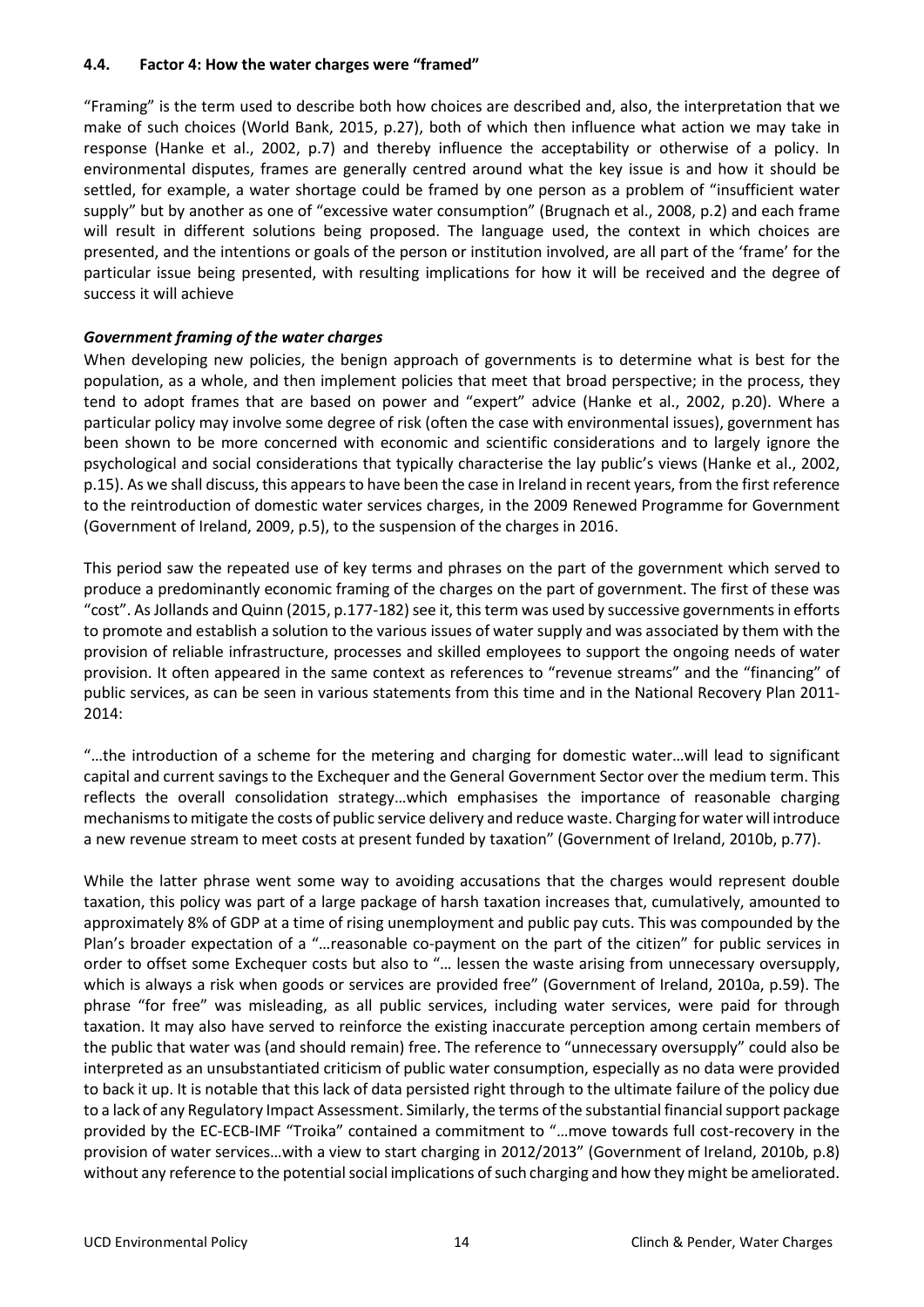### 4.4. Factor 4: How the water charges were "framed"

"Framing" is the term used to describe both how choices are described and, also, the interpretation that we make of such choices (World Bank, 2015, p.27), both of which then influence what action we may take in response (Hanke et al., 2002, p.7) and thereby influence the acceptability or otherwise of a policy. In environmental disputes, frames are generally centred around what the key issue is and how it should be settled, for example, a water shortage could be framed by one person as a problem of "insufficient water supply" but by another as one of "excessive water consumption" (Brugnach et al., 2008, p.2) and each frame will result in different solutions being proposed. The language used, the context in which choices are presented, and the intentions or goals of the person or institution involved, are all part of the 'frame' for the particular issue being presented, with resulting implications for how it will be received and the degree of success it will achieve

***Government framing of the water charges***

When developing new policies, the benign approach of governments is to determine what is best for the population, as a whole, and then implement policies that meet that broad perspective; in the process, they tend to adopt frames that are based on power and "expert" advice (Hanke et al., 2002, p.20). Where a particular policy may involve some degree of risk (often the case with environmental issues), government has been shown to be more concerned with economic and scientific considerations and to largely ignore the psychological and social considerations that typically characterise the lay public's views (Hanke et al., 2002, p.15). As we shall discuss, this appears to have been the case in Ireland in recent years, from the first reference to the reintroduction of domestic water services charges, in the 2009 Renewed Programme for Government (Government of Ireland, 2009, p.5), to the suspension of the charges in 2016.

This period saw the repeated use of key terms and phrases on the part of the government which served to produce a predominantly economic framing of the charges on the part of government. The first of these was "cost". As Jollands and Quinn (2015, p.177-182) see it, this term was used by successive governments in efforts to promote and establish a solution to the various issues of water supply and was associated by them with the provision of reliable infrastructure, processes and skilled employees to support the ongoing needs of water provision. It often appeared in the same context as references to "revenue streams" and the "financing" of public services, as can be seen in various statements from this time and in the National Recovery Plan 2011-2014:

"…the introduction of a scheme for the metering and charging for domestic water…will lead to significant capital and current savings to the Exchequer and the General Government Sector over the medium term. This reflects the overall consolidation strategy…which emphasises the importance of reasonable charging mechanisms to mitigate the costs of public service delivery and reduce waste. Charging for water will introduce a new revenue stream to meet costs at present funded by taxation" (Government of Ireland, 2010b, p.77).

While the latter phrase went some way to avoiding accusations that the charges would represent double taxation, this policy was part of a large package of harsh taxation increases that, cumulatively, amounted to approximately 8% of GDP at a time of rising unemployment and public pay cuts. This was compounded by the Plan's broader expectation of a "…reasonable co-payment on the part of the citizen" for public services in order to offset some Exchequer costs but also to "… lessen the waste arising from unnecessary oversupply, which is always a risk when goods or services are provided free" (Government of Ireland, 2010a, p.59). The phrase "for free" was misleading, as all public services, including water services, were paid for through taxation. It may also have served to reinforce the existing inaccurate perception among certain members of the public that water was (and should remain) free. The reference to "unnecessary oversupply" could also be interpreted as an unsubstantiated criticism of public water consumption, especially as no data were provided to back it up. It is notable that this lack of data persisted right through to the ultimate failure of the policy due to a lack of any Regulatory Impact Assessment. Similarly, the terms of the substantial financial support package provided by the EC-ECB-IMF "Troika" contained a commitment to "…move towards full cost-recovery in the provision of water services…with a view to start charging in 2012/2013" (Government of Ireland, 2010b, p.8) without any reference to the potential social implications of such charging and how they might be ameliorated.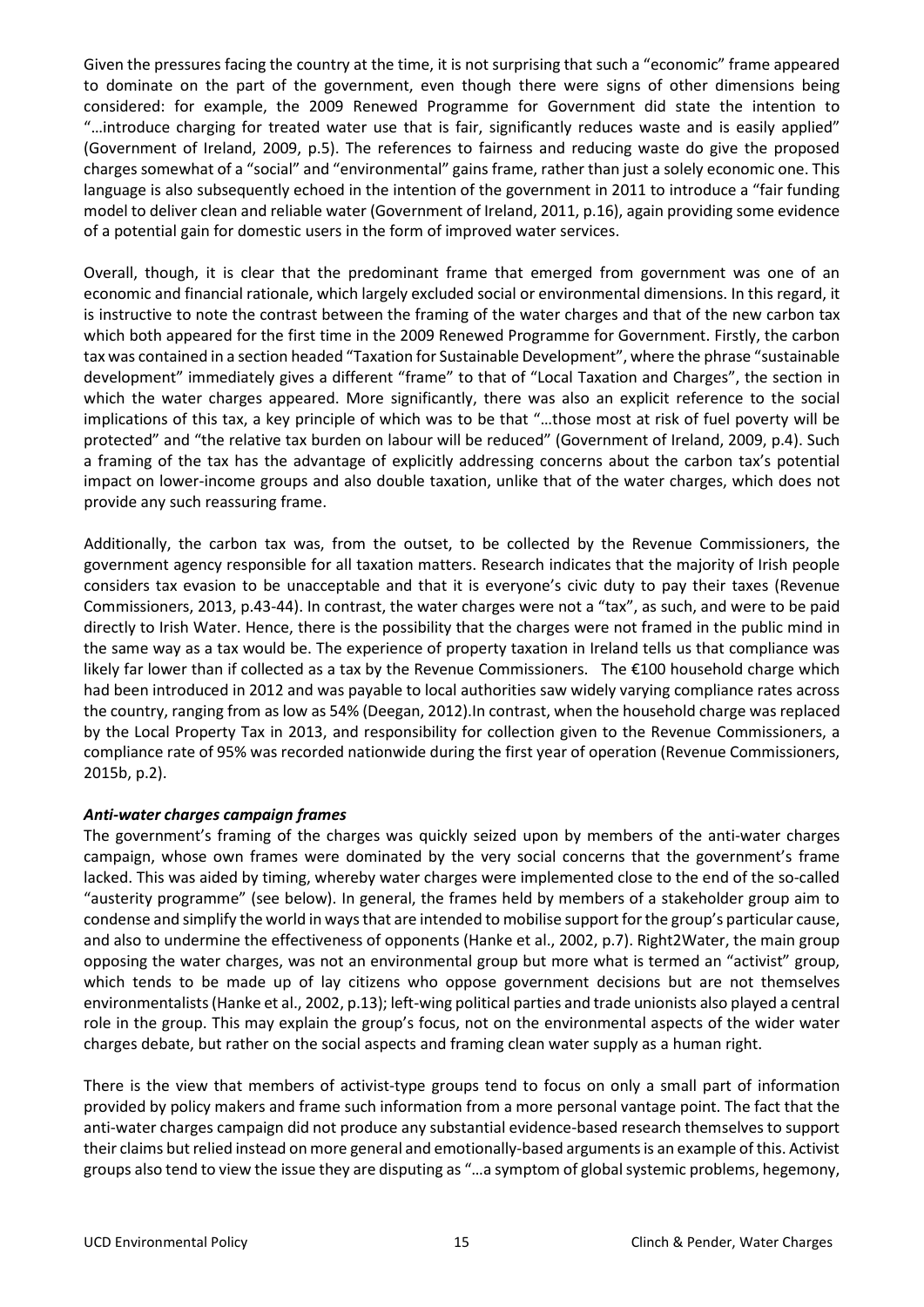Given the pressures facing the country at the time, it is not surprising that such a "economic" frame appeared to dominate on the part of the government, even though there were signs of other dimensions being considered: for example, the 2009 Renewed Programme for Government did state the intention to "…introduce charging for treated water use that is fair, significantly reduces waste and is easily applied" (Government of Ireland, 2009, p.5). The references to fairness and reducing waste do give the proposed charges somewhat of a "social" and "environmental" gains frame, rather than just a solely economic one. This language is also subsequently echoed in the intention of the government in 2011 to introduce a "fair funding model to deliver clean and reliable water (Government of Ireland, 2011, p.16), again providing some evidence of a potential gain for domestic users in the form of improved water services.

Overall, though, it is clear that the predominant frame that emerged from government was one of an economic and financial rationale, which largely excluded social or environmental dimensions. In this regard, it is instructive to note the contrast between the framing of the water charges and that of the new carbon tax which both appeared for the first time in the 2009 Renewed Programme for Government. Firstly, the carbon tax was contained in a section headed "Taxation for Sustainable Development", where the phrase "sustainable development" immediately gives a different "frame" to that of "Local Taxation and Charges", the section in which the water charges appeared. More significantly, there was also an explicit reference to the social implications of this tax, a key principle of which was to be that "…those most at risk of fuel poverty will be protected" and "the relative tax burden on labour will be reduced" (Government of Ireland, 2009, p.4). Such a framing of the tax has the advantage of explicitly addressing concerns about the carbon tax's potential impact on lower-income groups and also double taxation, unlike that of the water charges, which does not provide any such reassuring frame.

Additionally, the carbon tax was, from the outset, to be collected by the Revenue Commissioners, the government agency responsible for all taxation matters. Research indicates that the majority of Irish people considers tax evasion to be unacceptable and that it is everyone's civic duty to pay their taxes (Revenue Commissioners, 2013, p.43-44). In contrast, the water charges were not a "tax", as such, and were to be paid directly to Irish Water. Hence, there is the possibility that the charges were not framed in the public mind in the same way as a tax would be. The experience of property taxation in Ireland tells us that compliance was likely far lower than if collected as a tax by the Revenue Commissioners. The €100 household charge which had been introduced in 2012 and was payable to local authorities saw widely varying compliance rates across the country, ranging from as low as 54% (Deegan, 2012).In contrast, when the household charge was replaced by the Local Property Tax in 2013, and responsibility for collection given to the Revenue Commissioners, a compliance rate of 95% was recorded nationwide during the first year of operation (Revenue Commissioners, 2015b, p.2).

### ***Anti-water charges campaign frames***

The government's framing of the charges was quickly seized upon by members of the anti-water charges campaign, whose own frames were dominated by the very social concerns that the government's frame lacked. This was aided by timing, whereby water charges were implemented close to the end of the so-called "austerity programme" (see below). In general, the frames held by members of a stakeholder group aim to condense and simplify the world in ways that are intended to mobilise support for the group's particular cause, and also to undermine the effectiveness of opponents (Hanke et al., 2002, p.7). Right2Water, the main group opposing the water charges, was not an environmental group but more what is termed an "activist" group, which tends to be made up of lay citizens who oppose government decisions but are not themselves environmentalists (Hanke et al., 2002, p.13); left-wing political parties and trade unionists also played a central role in the group. This may explain the group's focus, not on the environmental aspects of the wider water charges debate, but rather on the social aspects and framing clean water supply as a human right.

There is the view that members of activist-type groups tend to focus on only a small part of information provided by policy makers and frame such information from a more personal vantage point. The fact that the anti-water charges campaign did not produce any substantial evidence-based research themselves to support their claims but relied instead on more general and emotionally-based arguments is an example of this. Activist groups also tend to view the issue they are disputing as "…a symptom of global systemic problems, hegemony,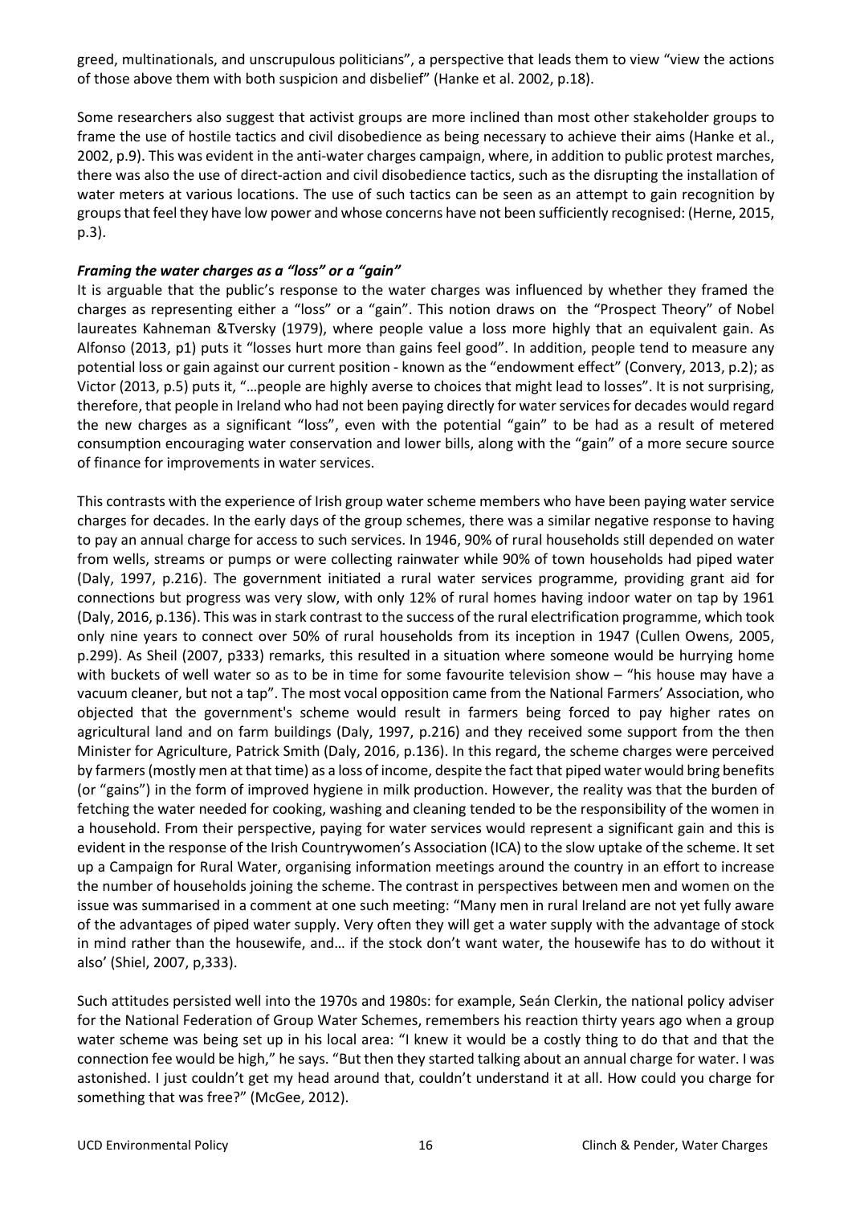greed, multinationals, and unscrupulous politicians", a perspective that leads them to view "view the actions of those above them with both suspicion and disbelief" (Hanke et al. 2002, p.18).

Some researchers also suggest that activist groups are more inclined than most other stakeholder groups to frame the use of hostile tactics and civil disobedience as being necessary to achieve their aims (Hanke et al., 2002, p.9). This was evident in the anti-water charges campaign, where, in addition to public protest marches, there was also the use of direct-action and civil disobedience tactics, such as the disrupting the installation of water meters at various locations. The use of such tactics can be seen as an attempt to gain recognition by groups that feel they have low power and whose concerns have not been sufficiently recognised: (Herne, 2015, p.3).

***Framing the water charges as a "loss" or a "gain"***

It is arguable that the public's response to the water charges was influenced by whether they framed the charges as representing either a "loss" or a "gain". This notion draws on the "Prospect Theory" of Nobel laureates Kahneman &Tversky (1979), where people value a loss more highly that an equivalent gain. As Alfonso (2013, p1) puts it "losses hurt more than gains feel good". In addition, people tend to measure any potential loss or gain against our current position - known as the "endowment effect" (Convery, 2013, p.2); as Victor (2013, p.5) puts it, "…people are highly averse to choices that might lead to losses". It is not surprising, therefore, that people in Ireland who had not been paying directly for water services for decades would regard the new charges as a significant "loss", even with the potential "gain" to be had as a result of metered consumption encouraging water conservation and lower bills, along with the "gain" of a more secure source of finance for improvements in water services.

This contrasts with the experience of Irish group water scheme members who have been paying water service charges for decades. In the early days of the group schemes, there was a similar negative response to having to pay an annual charge for access to such services. In 1946, 90% of rural households still depended on water from wells, streams or pumps or were collecting rainwater while 90% of town households had piped water (Daly, 1997, p.216). The government initiated a rural water services programme, providing grant aid for connections but progress was very slow, with only 12% of rural homes having indoor water on tap by 1961 (Daly, 2016, p.136). This was in stark contrast to the success of the rural electrification programme, which took only nine years to connect over 50% of rural households from its inception in 1947 (Cullen Owens, 2005, p.299). As Sheil (2007, p333) remarks, this resulted in a situation where someone would be hurrying home with buckets of well water so as to be in time for some favourite television show – "his house may have a vacuum cleaner, but not a tap". The most vocal opposition came from the National Farmers' Association, who objected that the government's scheme would result in farmers being forced to pay higher rates on agricultural land and on farm buildings (Daly, 1997, p.216) and they received some support from the then Minister for Agriculture, Patrick Smith (Daly, 2016, p.136). In this regard, the scheme charges were perceived by farmers (mostly men at that time) as a loss of income, despite the fact that piped water would bring benefits (or "gains") in the form of improved hygiene in milk production. However, the reality was that the burden of fetching the water needed for cooking, washing and cleaning tended to be the responsibility of the women in a household. From their perspective, paying for water services would represent a significant gain and this is evident in the response of the Irish Countrywomen's Association (ICA) to the slow uptake of the scheme. It set up a Campaign for Rural Water, organising information meetings around the country in an effort to increase the number of households joining the scheme. The contrast in perspectives between men and women on the issue was summarised in a comment at one such meeting: "Many men in rural Ireland are not yet fully aware of the advantages of piped water supply. Very often they will get a water supply with the advantage of stock in mind rather than the housewife, and… if the stock don't want water, the housewife has to do without it also' (Shiel, 2007, p,333).

Such attitudes persisted well into the 1970s and 1980s: for example, Seán Clerkin, the national policy adviser for the National Federation of Group Water Schemes, remembers his reaction thirty years ago when a group water scheme was being set up in his local area: "I knew it would be a costly thing to do that and that the connection fee would be high," he says. "But then they started talking about an annual charge for water. I was astonished. I just couldn't get my head around that, couldn't understand it at all. How could you charge for something that was free?" (McGee, 2012).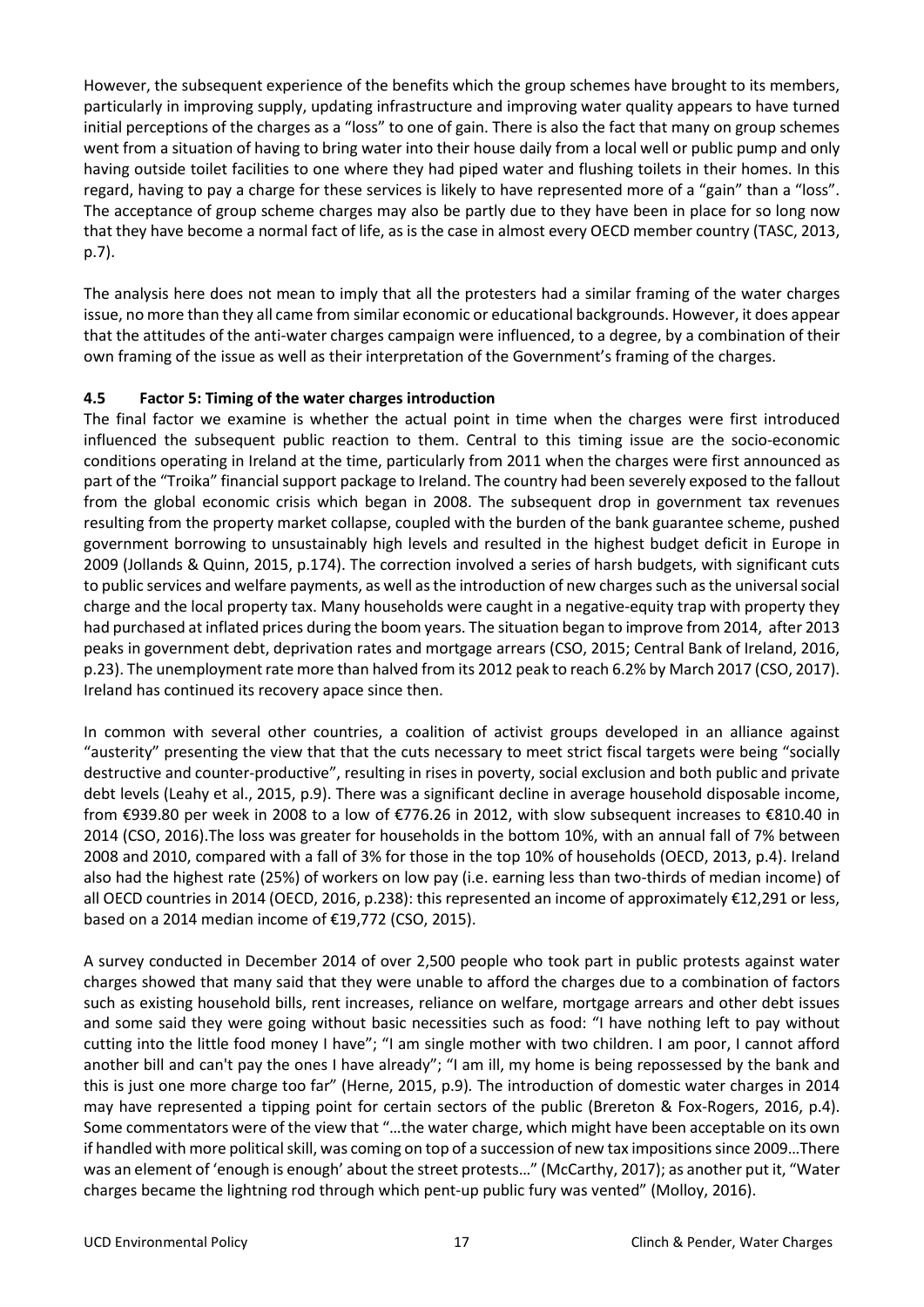However, the subsequent experience of the benefits which the group schemes have brought to its members, particularly in improving supply, updating infrastructure and improving water quality appears to have turned initial perceptions of the charges as a "loss" to one of gain. There is also the fact that many on group schemes went from a situation of having to bring water into their house daily from a local well or public pump and only having outside toilet facilities to one where they had piped water and flushing toilets in their homes. In this regard, having to pay a charge for these services is likely to have represented more of a "gain" than a "loss". The acceptance of group scheme charges may also be partly due to they have been in place for so long now that they have become a normal fact of life, as is the case in almost every OECD member country (TASC, 2013, p.7).

The analysis here does not mean to imply that all the protesters had a similar framing of the water charges issue, no more than they all came from similar economic or educational backgrounds. However, it does appear that the attitudes of the anti-water charges campaign were influenced, to a degree, by a combination of their own framing of the issue as well as their interpretation of the Government's framing of the charges.

### 4.5 Factor 5: Timing of the water charges introduction

The final factor we examine is whether the actual point in time when the charges were first introduced influenced the subsequent public reaction to them. Central to this timing issue are the socio-economic conditions operating in Ireland at the time, particularly from 2011 when the charges were first announced as part of the "Troika" financial support package to Ireland. The country had been severely exposed to the fallout from the global economic crisis which began in 2008. The subsequent drop in government tax revenues resulting from the property market collapse, coupled with the burden of the bank guarantee scheme, pushed government borrowing to unsustainably high levels and resulted in the highest budget deficit in Europe in 2009 (Jollands & Quinn, 2015, p.174). The correction involved a series of harsh budgets, with significant cuts to public services and welfare payments, as well as the introduction of new charges such as the universal social charge and the local property tax. Many households were caught in a negative-equity trap with property they had purchased at inflated prices during the boom years. The situation began to improve from 2014, after 2013 peaks in government debt, deprivation rates and mortgage arrears (CSO, 2015; Central Bank of Ireland, 2016, p.23). The unemployment rate more than halved from its 2012 peak to reach 6.2% by March 2017 (CSO, 2017). Ireland has continued its recovery apace since then.

In common with several other countries, a coalition of activist groups developed in an alliance against "austerity" presenting the view that that the cuts necessary to meet strict fiscal targets were being "socially destructive and counter-productive", resulting in rises in poverty, social exclusion and both public and private debt levels (Leahy et al., 2015, p.9). There was a significant decline in average household disposable income, from €939.80 per week in 2008 to a low of €776.26 in 2012, with slow subsequent increases to €810.40 in 2014 (CSO, 2016).The loss was greater for households in the bottom 10%, with an annual fall of 7% between 2008 and 2010, compared with a fall of 3% for those in the top 10% of households (OECD, 2013, p.4). Ireland also had the highest rate (25%) of workers on low pay (i.e. earning less than two-thirds of median income) of all OECD countries in 2014 (OECD, 2016, p.238): this represented an income of approximately €12,291 or less, based on a 2014 median income of €19,772 (CSO, 2015).

A survey conducted in December 2014 of over 2,500 people who took part in public protests against water charges showed that many said that they were unable to afford the charges due to a combination of factors such as existing household bills, rent increases, reliance on welfare, mortgage arrears and other debt issues and some said they were going without basic necessities such as food: "I have nothing left to pay without cutting into the little food money I have"; "I am single mother with two children. I am poor, I cannot afford another bill and can't pay the ones I have already"; "I am ill, my home is being repossessed by the bank and this is just one more charge too far" (Herne, 2015, p.9). The introduction of domestic water charges in 2014 may have represented a tipping point for certain sectors of the public (Brereton & Fox-Rogers, 2016, p.4). Some commentators were of the view that "…the water charge, which might have been acceptable on its own if handled with more political skill, was coming on top of a succession of new tax impositions since 2009…There was an element of 'enough is enough' about the street protests…" (McCarthy, 2017); as another put it, "Water charges became the lightning rod through which pent-up public fury was vented" (Molloy, 2016).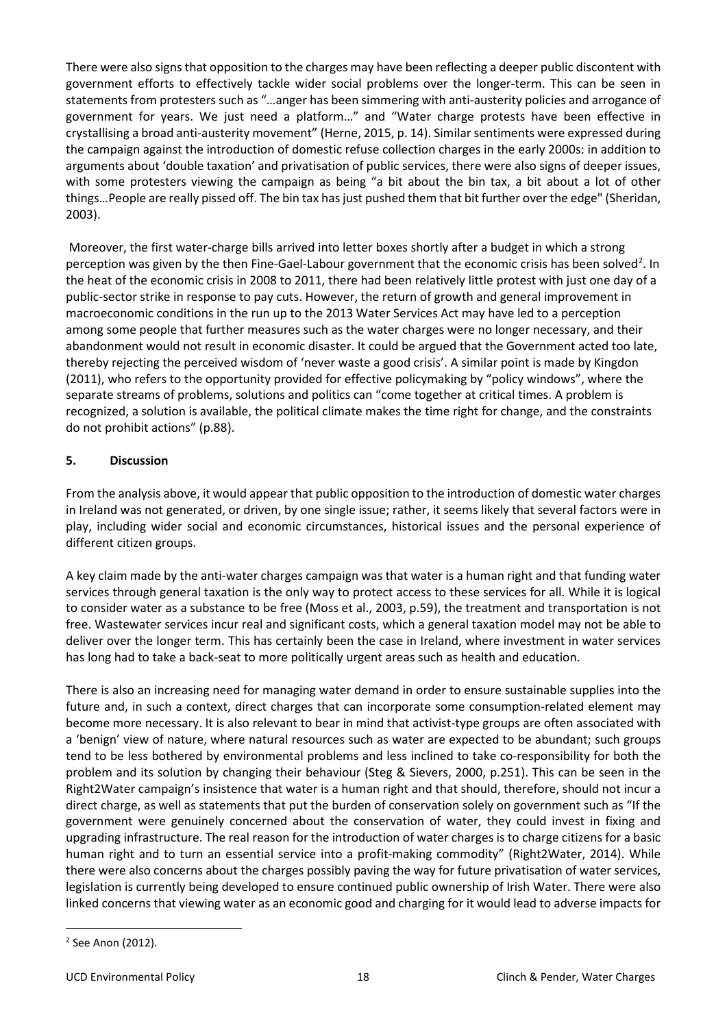There were also signs that opposition to the charges may have been reflecting a deeper public discontent with government efforts to effectively tackle wider social problems over the longer-term. This can be seen in statements from protesters such as "…anger has been simmering with anti-austerity policies and arrogance of government for years. We just need a platform…" and "Water charge protests have been effective in crystallising a broad anti-austerity movement" (Herne, 2015, p. 14). Similar sentiments were expressed during the campaign against the introduction of domestic refuse collection charges in the early 2000s: in addition to arguments about 'double taxation' and privatisation of public services, there were also signs of deeper issues, with some protesters viewing the campaign as being "a bit about the bin tax, a bit about a lot of other things…People are really pissed off. The bin tax has just pushed them that bit further over the edge" (Sheridan, 2003).

Moreover, the first water-charge bills arrived into letter boxes shortly after a budget in which a strong perception was given by the then Fine-Gael-Labour government that the economic crisis has been solved[2]. In the heat of the economic crisis in 2008 to 2011, there had been relatively little protest with just one day of a public-sector strike in response to pay cuts. However, the return of growth and general improvement in macroeconomic conditions in the run up to the 2013 Water Services Act may have led to a perception among some people that further measures such as the water charges were no longer necessary, and their abandonment would not result in economic disaster. It could be argued that the Government acted too late, thereby rejecting the perceived wisdom of 'never waste a good crisis'. A similar point is made by Kingdon (2011), who refers to the opportunity provided for effective policymaking by "policy windows", where the separate streams of problems, solutions and politics can "come together at critical times. A problem is recognized, a solution is available, the political climate makes the time right for change, and the constraints do not prohibit actions" (p.88).

## 5. Discussion

From the analysis above, it would appear that public opposition to the introduction of domestic water charges in Ireland was not generated, or driven, by one single issue; rather, it seems likely that several factors were in play, including wider social and economic circumstances, historical issues and the personal experience of different citizen groups.

A key claim made by the anti-water charges campaign was that water is a human right and that funding water services through general taxation is the only way to protect access to these services for all. While it is logical to consider water as a substance to be free (Moss et al., 2003, p.59), the treatment and transportation is not free. Wastewater services incur real and significant costs, which a general taxation model may not be able to deliver over the longer term. This has certainly been the case in Ireland, where investment in water services has long had to take a back-seat to more politically urgent areas such as health and education.

There is also an increasing need for managing water demand in order to ensure sustainable supplies into the future and, in such a context, direct charges that can incorporate some consumption-related element may become more necessary. It is also relevant to bear in mind that activist-type groups are often associated with a 'benign' view of nature, where natural resources such as water are expected to be abundant; such groups tend to be less bothered by environmental problems and less inclined to take co-responsibility for both the problem and its solution by changing their behaviour (Steg & Sievers, 2000, p.251). This can be seen in the Right2Water campaign's insistence that water is a human right and that should, therefore, should not incur a direct charge, as well as statements that put the burden of conservation solely on government such as "If the government were genuinely concerned about the conservation of water, they could invest in fixing and upgrading infrastructure. The real reason for the introduction of water charges is to charge citizens for a basic human right and to turn an essential service into a profit-making commodity" (Right2Water, 2014). While there were also concerns about the charges possibly paving the way for future privatisation of water services, legislation is currently being developed to ensure continued public ownership of Irish Water. There were also linked concerns that viewing water as an economic good and charging for it would lead to adverse impacts for

[2] See Anon (2012).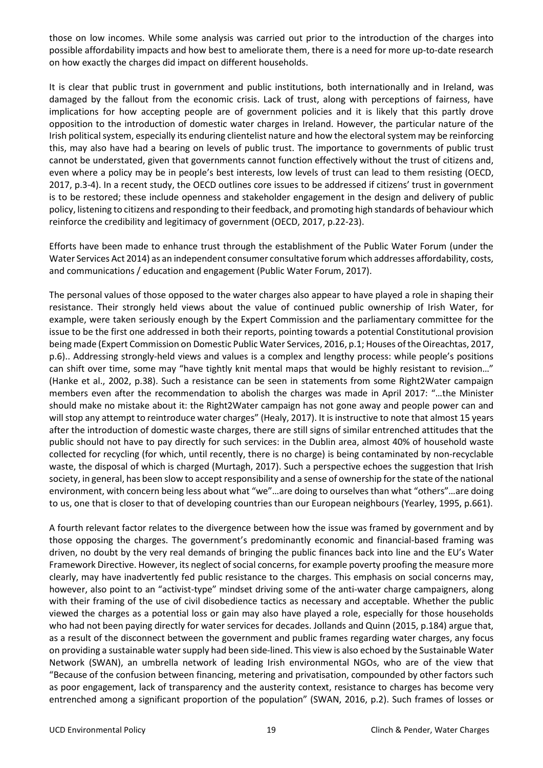those on low incomes. While some analysis was carried out prior to the introduction of the charges into possible affordability impacts and how best to ameliorate them, there is a need for more up-to-date research on how exactly the charges did impact on different households.

It is clear that public trust in government and public institutions, both internationally and in Ireland, was damaged by the fallout from the economic crisis. Lack of trust, along with perceptions of fairness, have implications for how accepting people are of government policies and it is likely that this partly drove opposition to the introduction of domestic water charges in Ireland. However, the particular nature of the Irish political system, especially its enduring clientelist nature and how the electoral system may be reinforcing this, may also have had a bearing on levels of public trust. The importance to governments of public trust cannot be understated, given that governments cannot function effectively without the trust of citizens and, even where a policy may be in people's best interests, low levels of trust can lead to them resisting (OECD, 2017, p.3-4). In a recent study, the OECD outlines core issues to be addressed if citizens' trust in government is to be restored; these include openness and stakeholder engagement in the design and delivery of public policy, listening to citizens and responding to their feedback, and promoting high standards of behaviour which reinforce the credibility and legitimacy of government (OECD, 2017, p.22-23).

Efforts have been made to enhance trust through the establishment of the Public Water Forum (under the Water Services Act 2014) as an independent consumer consultative forum which addresses affordability, costs, and communications / education and engagement (Public Water Forum, 2017).

The personal values of those opposed to the water charges also appear to have played a role in shaping their resistance. Their strongly held views about the value of continued public ownership of Irish Water, for example, were taken seriously enough by the Expert Commission and the parliamentary committee for the issue to be the first one addressed in both their reports, pointing towards a potential Constitutional provision being made (Expert Commission on Domestic Public Water Services, 2016, p.1; Houses of the Oireachtas, 2017, p.6).. Addressing strongly-held views and values is a complex and lengthy process: while people's positions can shift over time, some may "have tightly knit mental maps that would be highly resistant to revision…" (Hanke et al., 2002, p.38). Such a resistance can be seen in statements from some Right2Water campaign members even after the recommendation to abolish the charges was made in April 2017: "…the Minister should make no mistake about it: the Right2Water campaign has not gone away and people power can and will stop any attempt to reintroduce water charges" (Healy, 2017). It is instructive to note that almost 15 years after the introduction of domestic waste charges, there are still signs of similar entrenched attitudes that the public should not have to pay directly for such services: in the Dublin area, almost 40% of household waste collected for recycling (for which, until recently, there is no charge) is being contaminated by non-recyclable waste, the disposal of which is charged (Murtagh, 2017). Such a perspective echoes the suggestion that Irish society, in general, has been slow to accept responsibility and a sense of ownership for the state of the national environment, with concern being less about what "we"…are doing to ourselves than what "others"…are doing to us, one that is closer to that of developing countries than our European neighbours (Yearley, 1995, p.661).

A fourth relevant factor relates to the divergence between how the issue was framed by government and by those opposing the charges. The government's predominantly economic and financial-based framing was driven, no doubt by the very real demands of bringing the public finances back into line and the EU's Water Framework Directive. However, its neglect of social concerns, for example poverty proofing the measure more clearly, may have inadvertently fed public resistance to the charges. This emphasis on social concerns may, however, also point to an "activist-type" mindset driving some of the anti-water charge campaigners, along with their framing of the use of civil disobedience tactics as necessary and acceptable. Whether the public viewed the charges as a potential loss or gain may also have played a role, especially for those households who had not been paying directly for water services for decades. Jollands and Quinn (2015, p.184) argue that, as a result of the disconnect between the government and public frames regarding water charges, any focus on providing a sustainable water supply had been side-lined. This view is also echoed by the Sustainable Water Network (SWAN), an umbrella network of leading Irish environmental NGOs, who are of the view that "Because of the confusion between financing, metering and privatisation, compounded by other factors such as poor engagement, lack of transparency and the austerity context, resistance to charges has become very entrenched among a significant proportion of the population" (SWAN, 2016, p.2). Such frames of losses or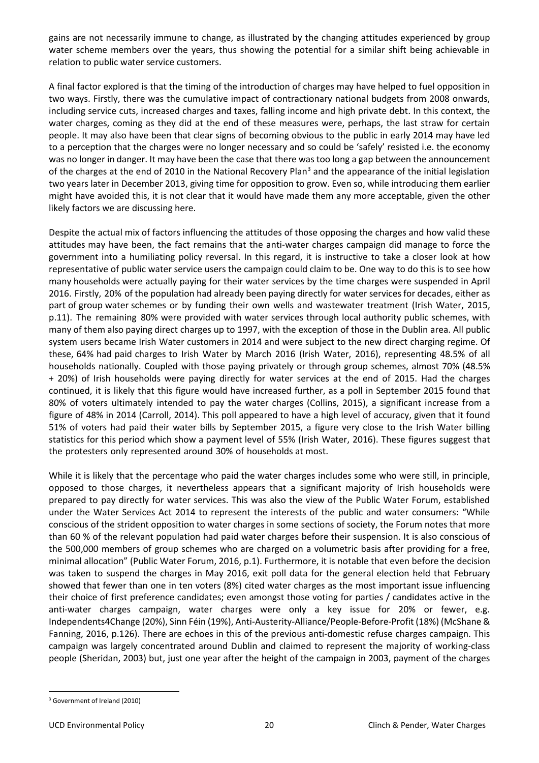gains are not necessarily immune to change, as illustrated by the changing attitudes experienced by group water scheme members over the years, thus showing the potential for a similar shift being achievable in relation to public water service customers.

A final factor explored is that the timing of the introduction of charges may have helped to fuel opposition in two ways. Firstly, there was the cumulative impact of contractionary national budgets from 2008 onwards, including service cuts, increased charges and taxes, falling income and high private debt. In this context, the water charges, coming as they did at the end of these measures were, perhaps, the last straw for certain people. It may also have been that clear signs of becoming obvious to the public in early 2014 may have led to a perception that the charges were no longer necessary and so could be 'safely' resisted i.e. the economy was no longer in danger. It may have been the case that there was too long a gap between the announcement of the charges at the end of 2010 in the National Recovery Plan[3] and the appearance of the initial legislation two years later in December 2013, giving time for opposition to grow. Even so, while introducing them earlier might have avoided this, it is not clear that it would have made them any more acceptable, given the other likely factors we are discussing here.

Despite the actual mix of factors influencing the attitudes of those opposing the charges and how valid these attitudes may have been, the fact remains that the anti-water charges campaign did manage to force the government into a humiliating policy reversal. In this regard, it is instructive to take a closer look at how representative of public water service users the campaign could claim to be. One way to do this is to see how many households were actually paying for their water services by the time charges were suspended in April 2016. Firstly, 20% of the population had already been paying directly for water services for decades, either as part of group water schemes or by funding their own wells and wastewater treatment (Irish Water, 2015, p.11). The remaining 80% were provided with water services through local authority public schemes, with many of them also paying direct charges up to 1997, with the exception of those in the Dublin area. All public system users became Irish Water customers in 2014 and were subject to the new direct charging regime. Of these, 64% had paid charges to Irish Water by March 2016 (Irish Water, 2016), representing 48.5% of all households nationally. Coupled with those paying privately or through group schemes, almost 70% (48.5% + 20%) of Irish households were paying directly for water services at the end of 2015. Had the charges continued, it is likely that this figure would have increased further, as a poll in September 2015 found that 80% of voters ultimately intended to pay the water charges (Collins, 2015), a significant increase from a figure of 48% in 2014 (Carroll, 2014). This poll appeared to have a high level of accuracy, given that it found 51% of voters had paid their water bills by September 2015, a figure very close to the Irish Water billing statistics for this period which show a payment level of 55% (Irish Water, 2016). These figures suggest that the protesters only represented around 30% of households at most.

While it is likely that the percentage who paid the water charges includes some who were still, in principle, opposed to those charges, it nevertheless appears that a significant majority of Irish households were prepared to pay directly for water services. This was also the view of the Public Water Forum, established under the Water Services Act 2014 to represent the interests of the public and water consumers: "While conscious of the strident opposition to water charges in some sections of society, the Forum notes that more than 60 % of the relevant population had paid water charges before their suspension. It is also conscious of the 500,000 members of group schemes who are charged on a volumetric basis after providing for a free, minimal allocation" (Public Water Forum, 2016, p.1). Furthermore, it is notable that even before the decision was taken to suspend the charges in May 2016, exit poll data for the general election held that February showed that fewer than one in ten voters (8%) cited water charges as the most important issue influencing their choice of first preference candidates; even amongst those voting for parties / candidates active in the anti-water charges campaign, water charges were only a key issue for 20% or fewer, e.g. Independents4Change (20%), Sinn Féin (19%), Anti-Austerity-Alliance/People-Before-Profit (18%) (McShane & Fanning, 2016, p.126). There are echoes in this of the previous anti-domestic refuse charges campaign. This campaign was largely concentrated around Dublin and claimed to represent the majority of working-class people (Sheridan, 2003) but, just one year after the height of the campaign in 2003, payment of the charges

[3] Government of Ireland (2010)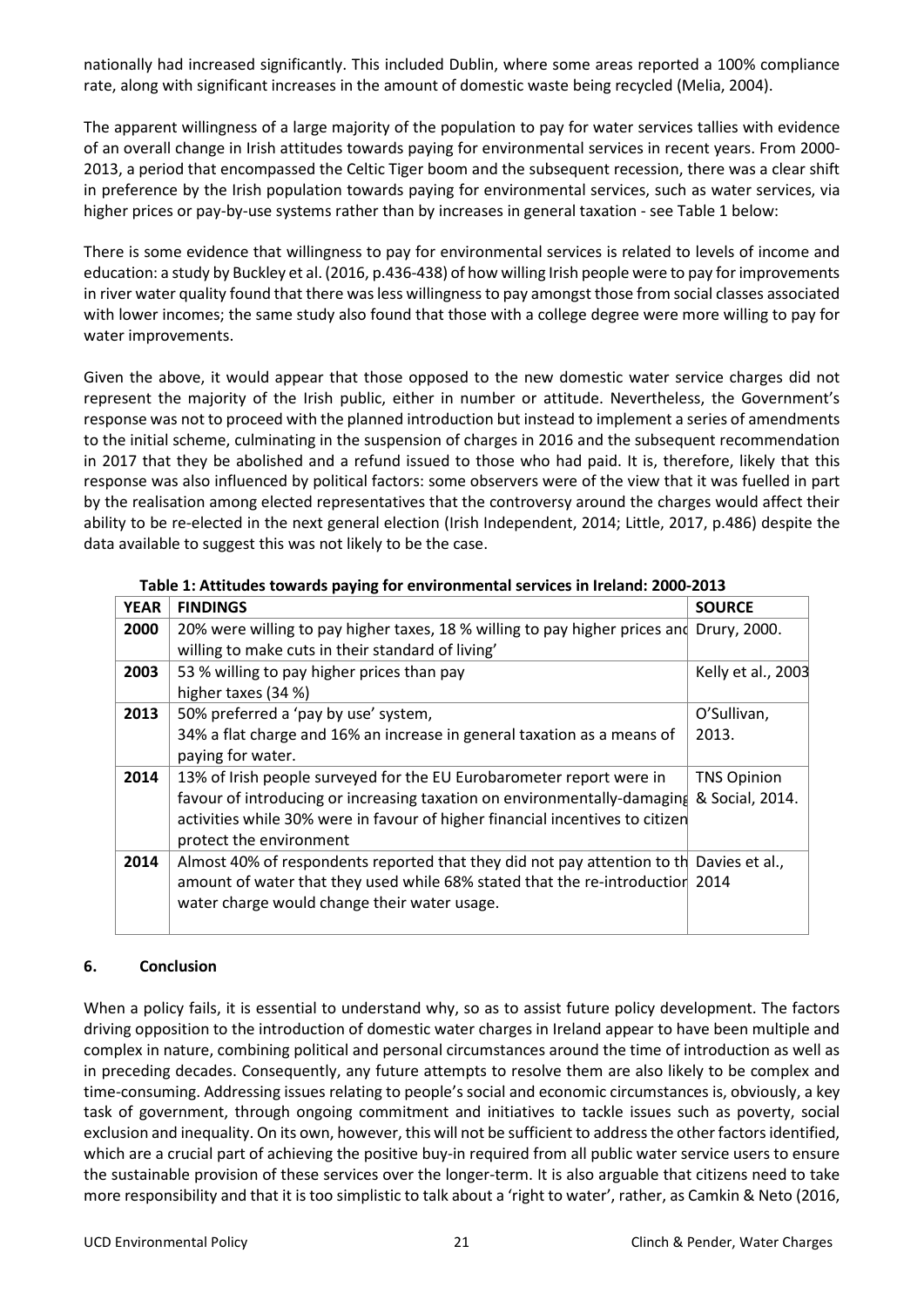nationally had increased significantly. This included Dublin, where some areas reported a 100% compliance rate, along with significant increases in the amount of domestic waste being recycled (Melia, 2004).

The apparent willingness of a large majority of the population to pay for water services tallies with evidence of an overall change in Irish attitudes towards paying for environmental services in recent years. From 2000-2013, a period that encompassed the Celtic Tiger boom and the subsequent recession, there was a clear shift in preference by the Irish population towards paying for environmental services, such as water services, via higher prices or pay-by-use systems rather than by increases in general taxation - see Table 1 below:

There is some evidence that willingness to pay for environmental services is related to levels of income and education: a study by Buckley et al. (2016, p.436-438) of how willing Irish people were to pay for improvements in river water quality found that there was less willingness to pay amongst those from social classes associated with lower incomes; the same study also found that those with a college degree were more willing to pay for water improvements.

Given the above, it would appear that those opposed to the new domestic water service charges did not represent the majority of the Irish public, either in number or attitude. Nevertheless, the Government's response was not to proceed with the planned introduction but instead to implement a series of amendments to the initial scheme, culminating in the suspension of charges in 2016 and the subsequent recommendation in 2017 that they be abolished and a refund issued to those who had paid. It is, therefore, likely that this response was also influenced by political factors: some observers were of the view that it was fuelled in part by the realisation among elected representatives that the controversy around the charges would affect their ability to be re-elected in the next general election (Irish Independent, 2014; Little, 2017, p.486) despite the data available to suggest this was not likely to be the case.

**Table 1: Attitudes towards paying for environmental services in Ireland: 2000-2013**

| YEAR | FINDINGS | SOURCE |
|---|---|---|
| 2000 | 20% were willing to pay higher taxes, 18 % willing to pay higher prices and willing to make cuts in their standard of living' | Drury, 2000. |
| 2003 | 53 % willing to pay higher prices than pay higher taxes (34 %) | Kelly et al., 2003 |
| 2013 | 50% preferred a 'pay by use' system, 34% a flat charge and 16% an increase in general taxation as a means of paying for water. | O'Sullivan, 2013. |
| 2014 | 13% of Irish people surveyed for the EU Eurobarometer report were in favour of introducing or increasing taxation on environmentally-damaging activities while 30% were in favour of higher financial incentives to citizen protect the environment | TNS Opinion & Social, 2014. |
| 2014 | Almost 40% of respondents reported that they did not pay attention to th amount of water that they used while 68% stated that the re-introductior water charge would change their water usage. | Davies et al., 2014 |

## 6. Conclusion

When a policy fails, it is essential to understand why, so as to assist future policy development. The factors driving opposition to the introduction of domestic water charges in Ireland appear to have been multiple and complex in nature, combining political and personal circumstances around the time of introduction as well as in preceding decades. Consequently, any future attempts to resolve them are also likely to be complex and time-consuming. Addressing issues relating to people's social and economic circumstances is, obviously, a key task of government, through ongoing commitment and initiatives to tackle issues such as poverty, social exclusion and inequality. On its own, however, this will not be sufficient to address the other factors identified, which are a crucial part of achieving the positive buy-in required from all public water service users to ensure the sustainable provision of these services over the longer-term. It is also arguable that citizens need to take more responsibility and that it is too simplistic to talk about a 'right to water', rather, as Camkin & Neto (2016,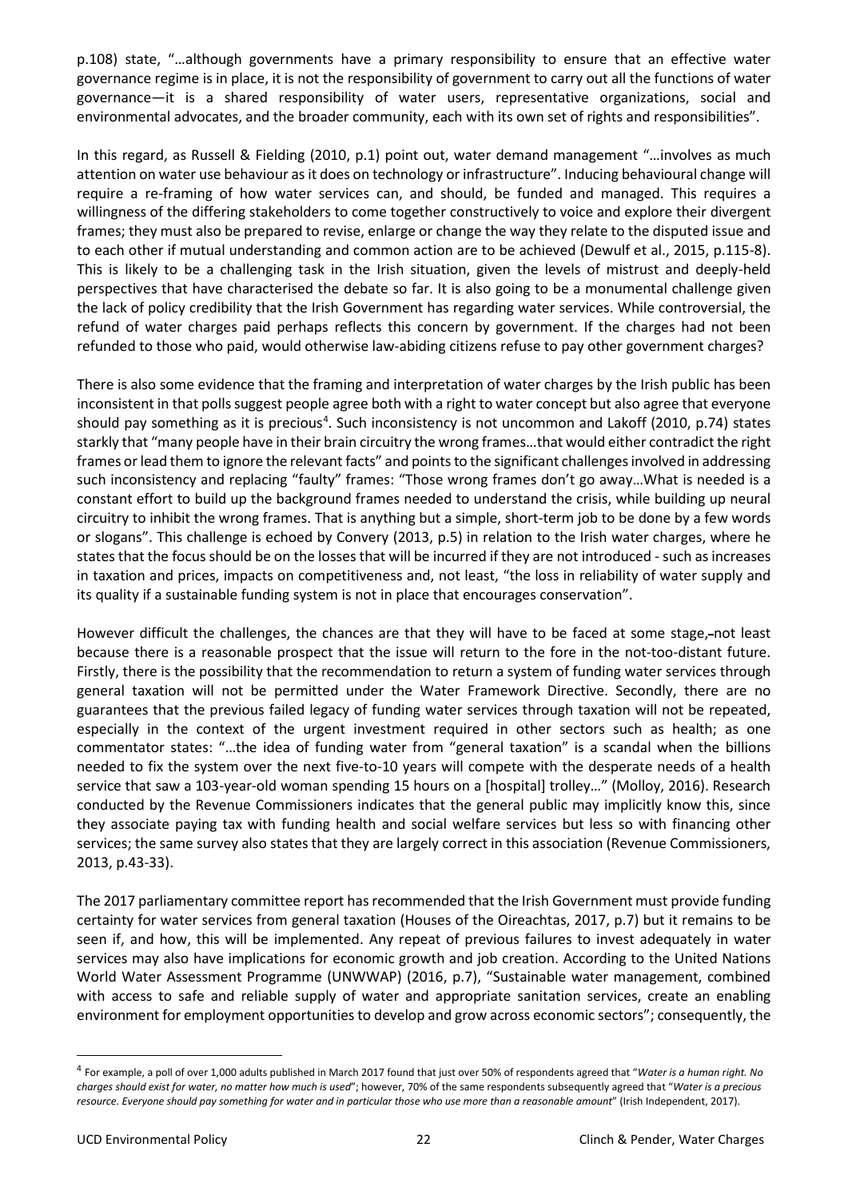p.108) state, "…although governments have a primary responsibility to ensure that an effective water governance regime is in place, it is not the responsibility of government to carry out all the functions of water governance—it is a shared responsibility of water users, representative organizations, social and environmental advocates, and the broader community, each with its own set of rights and responsibilities".

In this regard, as Russell & Fielding (2010, p.1) point out, water demand management "…involves as much attention on water use behaviour as it does on technology or infrastructure". Inducing behavioural change will require a re-framing of how water services can, and should, be funded and managed. This requires a willingness of the differing stakeholders to come together constructively to voice and explore their divergent frames; they must also be prepared to revise, enlarge or change the way they relate to the disputed issue and to each other if mutual understanding and common action are to be achieved (Dewulf et al., 2015, p.115-8). This is likely to be a challenging task in the Irish situation, given the levels of mistrust and deeply-held perspectives that have characterised the debate so far. It is also going to be a monumental challenge given the lack of policy credibility that the Irish Government has regarding water services. While controversial, the refund of water charges paid perhaps reflects this concern by government. If the charges had not been refunded to those who paid, would otherwise law-abiding citizens refuse to pay other government charges?

There is also some evidence that the framing and interpretation of water charges by the Irish public has been inconsistent in that polls suggest people agree both with a right to water concept but also agree that everyone should pay something as it is precious[4]. Such inconsistency is not uncommon and Lakoff (2010, p.74) states starkly that "many people have in their brain circuitry the wrong frames…that would either contradict the right frames or lead them to ignore the relevant facts" and points to the significant challenges involved in addressing such inconsistency and replacing "faulty" frames: "Those wrong frames don't go away…What is needed is a constant effort to build up the background frames needed to understand the crisis, while building up neural circuitry to inhibit the wrong frames. That is anything but a simple, short-term job to be done by a few words or slogans". This challenge is echoed by Convery (2013, p.5) in relation to the Irish water charges, where he states that the focus should be on the losses that will be incurred if they are not introduced - such as increases in taxation and prices, impacts on competitiveness and, not least, "the loss in reliability of water supply and its quality if a sustainable funding system is not in place that encourages conservation".

However difficult the challenges, the chances are that they will have to be faced at some stage, not least because there is a reasonable prospect that the issue will return to the fore in the not-too-distant future. Firstly, there is the possibility that the recommendation to return a system of funding water services through general taxation will not be permitted under the Water Framework Directive. Secondly, there are no guarantees that the previous failed legacy of funding water services through taxation will not be repeated, especially in the context of the urgent investment required in other sectors such as health; as one commentator states: "…the idea of funding water from "general taxation" is a scandal when the billions needed to fix the system over the next five-to-10 years will compete with the desperate needs of a health service that saw a 103-year-old woman spending 15 hours on a [hospital] trolley…" (Molloy, 2016). Research conducted by the Revenue Commissioners indicates that the general public may implicitly know this, since they associate paying tax with funding health and social welfare services but less so with financing other services; the same survey also states that they are largely correct in this association (Revenue Commissioners, 2013, p.43-33).

The 2017 parliamentary committee report has recommended that the Irish Government must provide funding certainty for water services from general taxation (Houses of the Oireachtas, 2017, p.7) but it remains to be seen if, and how, this will be implemented. Any repeat of previous failures to invest adequately in water services may also have implications for economic growth and job creation. According to the United Nations World Water Assessment Programme (UNWWAP) (2016, p.7), "Sustainable water management, combined with access to safe and reliable supply of water and appropriate sanitation services, create an enabling environment for employment opportunities to develop and grow across economic sectors"; consequently, the

---

[4] For example, a poll of over 1,000 adults published in March 2017 found that just over 50% of respondents agreed that "*Water is a human right. No charges should exist for water, no matter how much is used*"; however, 70% of the same respondents subsequently agreed that "*Water is a precious resource. Everyone should pay something for water and in particular those who use more than a reasonable amount*" (Irish Independent, 2017).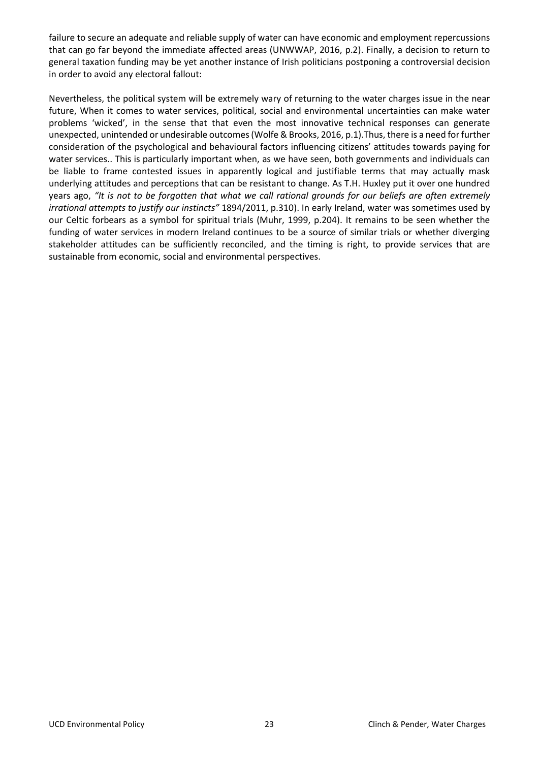failure to secure an adequate and reliable supply of water can have economic and employment repercussions that can go far beyond the immediate affected areas (UNWWAP, 2016, p.2). Finally, a decision to return to general taxation funding may be yet another instance of Irish politicians postponing a controversial decision in order to avoid any electoral fallout:

Nevertheless, the political system will be extremely wary of returning to the water charges issue in the near future, When it comes to water services, political, social and environmental uncertainties can make water problems 'wicked', in the sense that that even the most innovative technical responses can generate unexpected, unintended or undesirable outcomes (Wolfe & Brooks, 2016, p.1).Thus, there is a need for further consideration of the psychological and behavioural factors influencing citizens' attitudes towards paying for water services.. This is particularly important when, as we have seen, both governments and individuals can be liable to frame contested issues in apparently logical and justifiable terms that may actually mask underlying attitudes and perceptions that can be resistant to change. As T.H. Huxley put it over one hundred years ago, *"It is not to be forgotten that what we call rational grounds for our beliefs are often extremely irrational attempts to justify our instincts"* 1894/2011, p.310). In early Ireland, water was sometimes used by our Celtic forbears as a symbol for spiritual trials (Muhr, 1999, p.204). It remains to be seen whether the funding of water services in modern Ireland continues to be a source of similar trials or whether diverging stakeholder attitudes can be sufficiently reconciled, and the timing is right, to provide services that are sustainable from economic, social and environmental perspectives.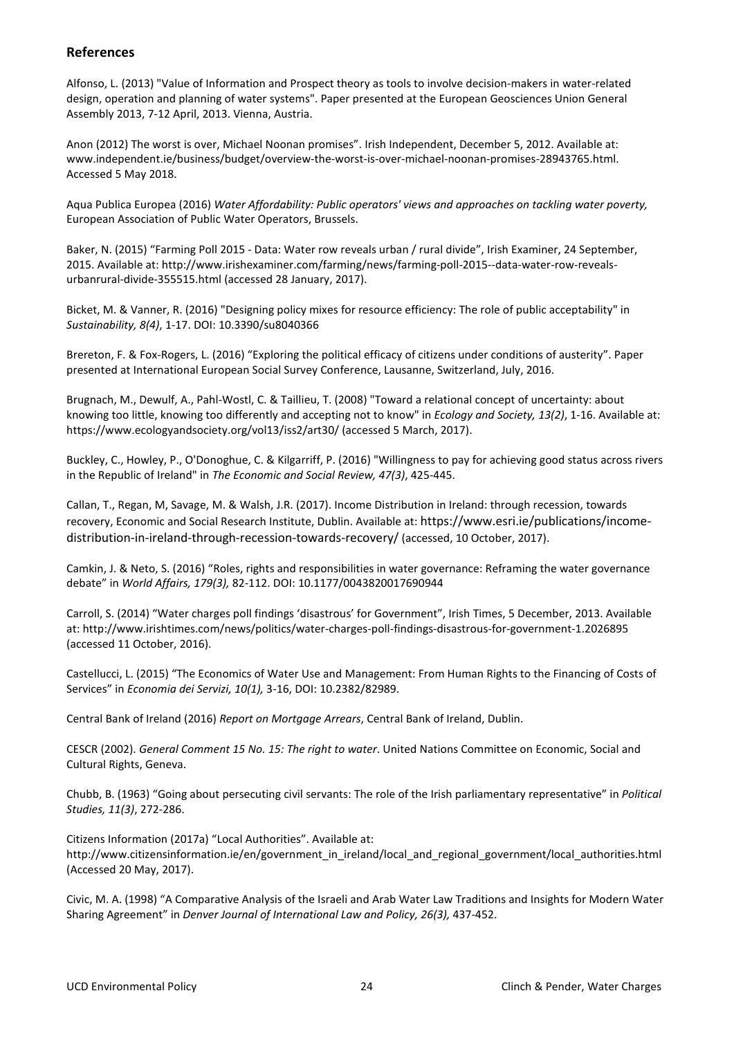## References

Alfonso, L. (2013) "Value of Information and Prospect theory as tools to involve decision-makers in water-related design, operation and planning of water systems". Paper presented at the European Geosciences Union General Assembly 2013, 7-12 April, 2013. Vienna, Austria.

Anon (2012) The worst is over, Michael Noonan promises". Irish Independent, December 5, 2012. Available at: www.independent.ie/business/budget/overview-the-worst-is-over-michael-noonan-promises-28943765.html. Accessed 5 May 2018.

Aqua Publica Europea (2016) *Water Affordability: Public operators' views and approaches on tackling water poverty,* European Association of Public Water Operators, Brussels.

Baker, N. (2015) "Farming Poll 2015 - Data: Water row reveals urban / rural divide", Irish Examiner, 24 September, 2015. Available at: http://www.irishexaminer.com/farming/news/farming-poll-2015--data-water-row-reveals-urbanrural-divide-355515.html (accessed 28 January, 2017).

Bicket, M. & Vanner, R. (2016) "Designing policy mixes for resource efficiency: The role of public acceptability" in *Sustainability, 8(4)*, 1-17. DOI: 10.3390/su8040366

Brereton, F. & Fox-Rogers, L. (2016) "Exploring the political efficacy of citizens under conditions of austerity". Paper presented at International European Social Survey Conference, Lausanne, Switzerland, July, 2016.

Brugnach, M., Dewulf, A., Pahl-Wostl, C. & Taillieu, T. (2008) "Toward a relational concept of uncertainty: about knowing too little, knowing too differently and accepting not to know" in *Ecology and Society, 13(2)*, 1-16. Available at: https://www.ecologyandsociety.org/vol13/iss2/art30/ (accessed 5 March, 2017).

Buckley, C., Howley, P., O'Donoghue, C. & Kilgarriff, P. (2016) "Willingness to pay for achieving good status across rivers in the Republic of Ireland" in *The Economic and Social Review, 47(3)*, 425-445.

Callan, T., Regan, M, Savage, M. & Walsh, J.R. (2017). Income Distribution in Ireland: through recession, towards recovery, Economic and Social Research Institute, Dublin. Available at: https://www.esri.ie/publications/income-distribution-in-ireland-through-recession-towards-recovery/ (accessed, 10 October, 2017).

Camkin, J. & Neto, S. (2016) "Roles, rights and responsibilities in water governance: Reframing the water governance debate" in *World Affairs, 179(3),* 82-112. DOI: 10.1177/0043820017690944

Carroll, S. (2014) "Water charges poll findings 'disastrous' for Government", Irish Times, 5 December, 2013. Available at: http://www.irishtimes.com/news/politics/water-charges-poll-findings-disastrous-for-government-1.2026895 (accessed 11 October, 2016).

Castellucci, L. (2015) "The Economics of Water Use and Management: From Human Rights to the Financing of Costs of Services" in *Economia dei Servizi, 10(1),* 3-16, DOI: 10.2382/82989.

Central Bank of Ireland (2016) *Report on Mortgage Arrears*, Central Bank of Ireland, Dublin.

CESCR (2002). *General Comment 15 No. 15: The right to water*. United Nations Committee on Economic, Social and Cultural Rights, Geneva.

Chubb, B. (1963) "Going about persecuting civil servants: The role of the Irish parliamentary representative" in *Political Studies, 11(3)*, 272-286.

Citizens Information (2017a) "Local Authorities". Available at: http://www.citizensinformation.ie/en/government_in_ireland/local_and_regional_government/local_authorities.html (Accessed 20 May, 2017).

Civic, M. A. (1998) "A Comparative Analysis of the Israeli and Arab Water Law Traditions and Insights for Modern Water Sharing Agreement" in *Denver Journal of International Law and Policy, 26(3),* 437-452.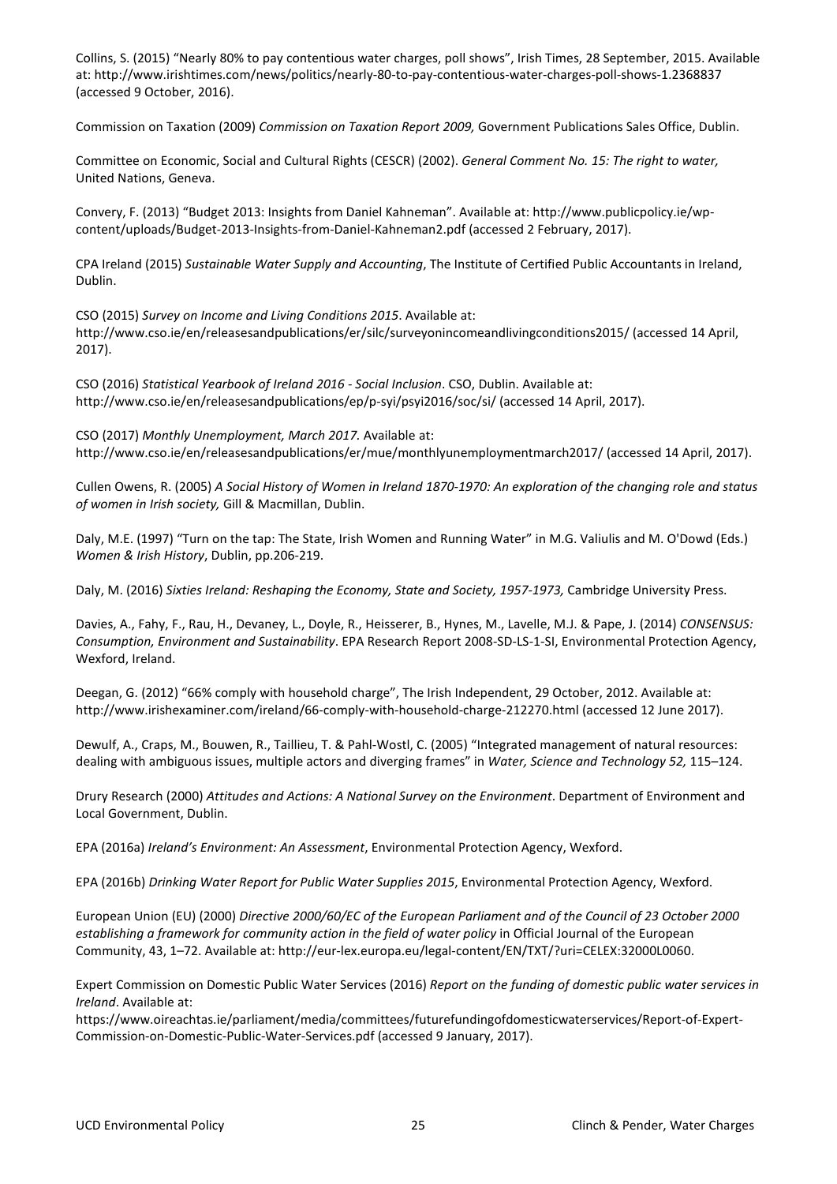Collins, S. (2015) "Nearly 80% to pay contentious water charges, poll shows", Irish Times, 28 September, 2015. Available at: http://www.irishtimes.com/news/politics/nearly-80-to-pay-contentious-water-charges-poll-shows-1.2368837 (accessed 9 October, 2016).

Commission on Taxation (2009) *Commission on Taxation Report 2009,* Government Publications Sales Office, Dublin.

Committee on Economic, Social and Cultural Rights (CESCR) (2002). *General Comment No. 15: The right to water,* United Nations, Geneva.

Convery, F. (2013) "Budget 2013: Insights from Daniel Kahneman". Available at: http://www.publicpolicy.ie/wp-content/uploads/Budget-2013-Insights-from-Daniel-Kahneman2.pdf (accessed 2 February, 2017).

CPA Ireland (2015) *Sustainable Water Supply and Accounting*, The Institute of Certified Public Accountants in Ireland, Dublin.

CSO (2015) *Survey on Income and Living Conditions 2015*. Available at: http://www.cso.ie/en/releasesandpublications/er/silc/surveyonincomeandlivingconditions2015/ (accessed 14 April, 2017).

CSO (2016) *Statistical Yearbook of Ireland 2016 - Social Inclusion*. CSO, Dublin. Available at: http://www.cso.ie/en/releasesandpublications/ep/p-syi/psyi2016/soc/si/ (accessed 14 April, 2017).

CSO (2017) *Monthly Unemployment, March 2017.* Available at: http://www.cso.ie/en/releasesandpublications/er/mue/monthlyunemploymentmarch2017/ (accessed 14 April, 2017).

Cullen Owens, R. (2005) *A Social History of Women in Ireland 1870-1970: An exploration of the changing role and status of women in Irish society,* Gill & Macmillan, Dublin.

Daly, M.E. (1997) "Turn on the tap: The State, Irish Women and Running Water" in M.G. Valiulis and M. O'Dowd (Eds.) *Women & Irish History*, Dublin, pp.206-219.

Daly, M. (2016) *Sixties Ireland: Reshaping the Economy, State and Society, 1957-1973,* Cambridge University Press.

Davies, A., Fahy, F., Rau, H., Devaney, L., Doyle, R., Heisserer, B., Hynes, M., Lavelle, M.J. & Pape, J. (2014) *CONSENSUS: Consumption, Environment and Sustainability*. EPA Research Report 2008-SD-LS-1-SI, Environmental Protection Agency, Wexford, Ireland.

Deegan, G. (2012) "66% comply with household charge", The Irish Independent, 29 October, 2012. Available at: http://www.irishexaminer.com/ireland/66-comply-with-household-charge-212270.html (accessed 12 June 2017).

Dewulf, A., Craps, M., Bouwen, R., Taillieu, T. & Pahl-Wostl, C. (2005) "Integrated management of natural resources: dealing with ambiguous issues, multiple actors and diverging frames" in *Water, Science and Technology 52,* 115–124.

Drury Research (2000) *Attitudes and Actions: A National Survey on the Environment*. Department of Environment and Local Government, Dublin.

EPA (2016a) *Ireland's Environment: An Assessment*, Environmental Protection Agency, Wexford.

EPA (2016b) *Drinking Water Report for Public Water Supplies 2015*, Environmental Protection Agency, Wexford.

European Union (EU) (2000) *Directive 2000/60/EC of the European Parliament and of the Council of 23 October 2000 establishing a framework for community action in the field of water policy* in Official Journal of the European Community, 43, 1–72. Available at: http://eur-lex.europa.eu/legal-content/EN/TXT/?uri=CELEX:32000L0060.

Expert Commission on Domestic Public Water Services (2016) *Report on the funding of domestic public water services in Ireland*. Available at: https://www.oireachtas.ie/parliament/media/committees/futurefundingofdomesticwaterservices/Report-of-Expert-Commission-on-Domestic-Public-Water-Services.pdf (accessed 9 January, 2017).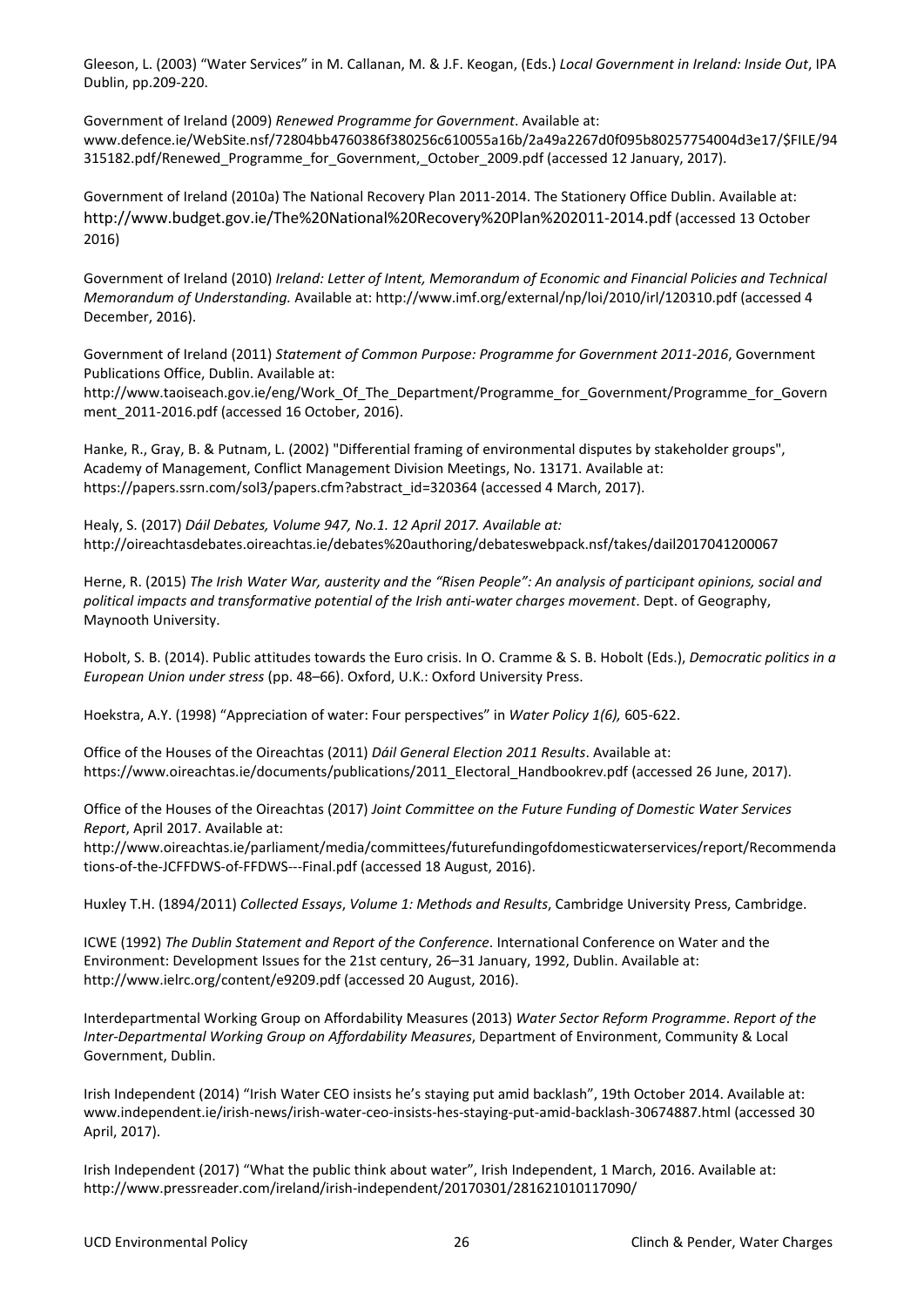Gleeson, L. (2003) "Water Services" in M. Callanan, M. & J.F. Keogan, (Eds.) *Local Government in Ireland: Inside Out*, IPA Dublin, pp.209-220.

Government of Ireland (2009) *Renewed Programme for Government*. Available at: www.defence.ie/WebSite.nsf/72804bb4760386f380256c610055a16b/2a49a2267d0f095b80257754004d3e17/$FILE/94315182.pdf/Renewed_Programme_for_Government,_October_2009.pdf (accessed 12 January, 2017).

Government of Ireland (2010a) The National Recovery Plan 2011-2014. The Stationery Office Dublin. Available at: http://www.budget.gov.ie/The%20National%20Recovery%20Plan%202011-2014.pdf (accessed 13 October 2016)

Government of Ireland (2010) *Ireland: Letter of Intent, Memorandum of Economic and Financial Policies and Technical Memorandum of Understanding.* Available at: http://www.imf.org/external/np/loi/2010/irl/120310.pdf (accessed 4 December, 2016).

Government of Ireland (2011) *Statement of Common Purpose: Programme for Government 2011-2016*, Government Publications Office, Dublin. Available at: http://www.taoiseach.gov.ie/eng/Work_Of_The_Department/Programme_for_Government/Programme_for_Government_2011-2016.pdf (accessed 16 October, 2016).

Hanke, R., Gray, B. & Putnam, L. (2002) "Differential framing of environmental disputes by stakeholder groups", Academy of Management, Conflict Management Division Meetings, No. 13171. Available at: https://papers.ssrn.com/sol3/papers.cfm?abstract_id=320364 (accessed 4 March, 2017).

Healy, S. (2017) *Dáil Debates, Volume 947, No.1. 12 April 2017. Available at:* http://oireachtasdebates.oireachtas.ie/debates%20authoring/debateswebpack.nsf/takes/dail2017041200067

Herne, R. (2015) *The Irish Water War, austerity and the "Risen People": An analysis of participant opinions, social and political impacts and transformative potential of the Irish anti-water charges movement*. Dept. of Geography, Maynooth University.

Hobolt, S. B. (2014). Public attitudes towards the Euro crisis. In O. Cramme & S. B. Hobolt (Eds.), *Democratic politics in a European Union under stress* (pp. 48–66). Oxford, U.K.: Oxford University Press.

Hoekstra, A.Y. (1998) "Appreciation of water: Four perspectives" in *Water Policy 1(6),* 605-622.

Office of the Houses of the Oireachtas (2011) *Dáil General Election 2011 Results*. Available at: https://www.oireachtas.ie/documents/publications/2011_Electoral_Handbookrev.pdf (accessed 26 June, 2017).

Office of the Houses of the Oireachtas (2017) *Joint Committee on the Future Funding of Domestic Water Services Report*, April 2017. Available at: http://www.oireachtas.ie/parliament/media/committees/futurefundingofdomesticwaterservices/report/Recommendations-of-the-JCFFDWS-of-FFDWS---Final.pdf (accessed 18 August, 2016).

Huxley T.H. (1894/2011) *Collected Essays*, *Volume 1: Methods and Results*, Cambridge University Press, Cambridge.

ICWE (1992) *The Dublin Statement and Report of the Conference*. International Conference on Water and the Environment: Development Issues for the 21st century, 26–31 January, 1992, Dublin. Available at: http://www.ielrc.org/content/e9209.pdf (accessed 20 August, 2016).

Interdepartmental Working Group on Affordability Measures (2013) *Water Sector Reform Programme*. *Report of the Inter-Departmental Working Group on Affordability Measures*, Department of Environment, Community & Local Government, Dublin.

Irish Independent (2014) "Irish Water CEO insists he's staying put amid backlash", 19th October 2014. Available at: www.independent.ie/irish-news/irish-water-ceo-insists-hes-staying-put-amid-backlash-30674887.html (accessed 30 April, 2017).

Irish Independent (2017) "What the public think about water", Irish Independent, 1 March, 2016. Available at: http://www.pressreader.com/ireland/irish-independent/20170301/281621010117090/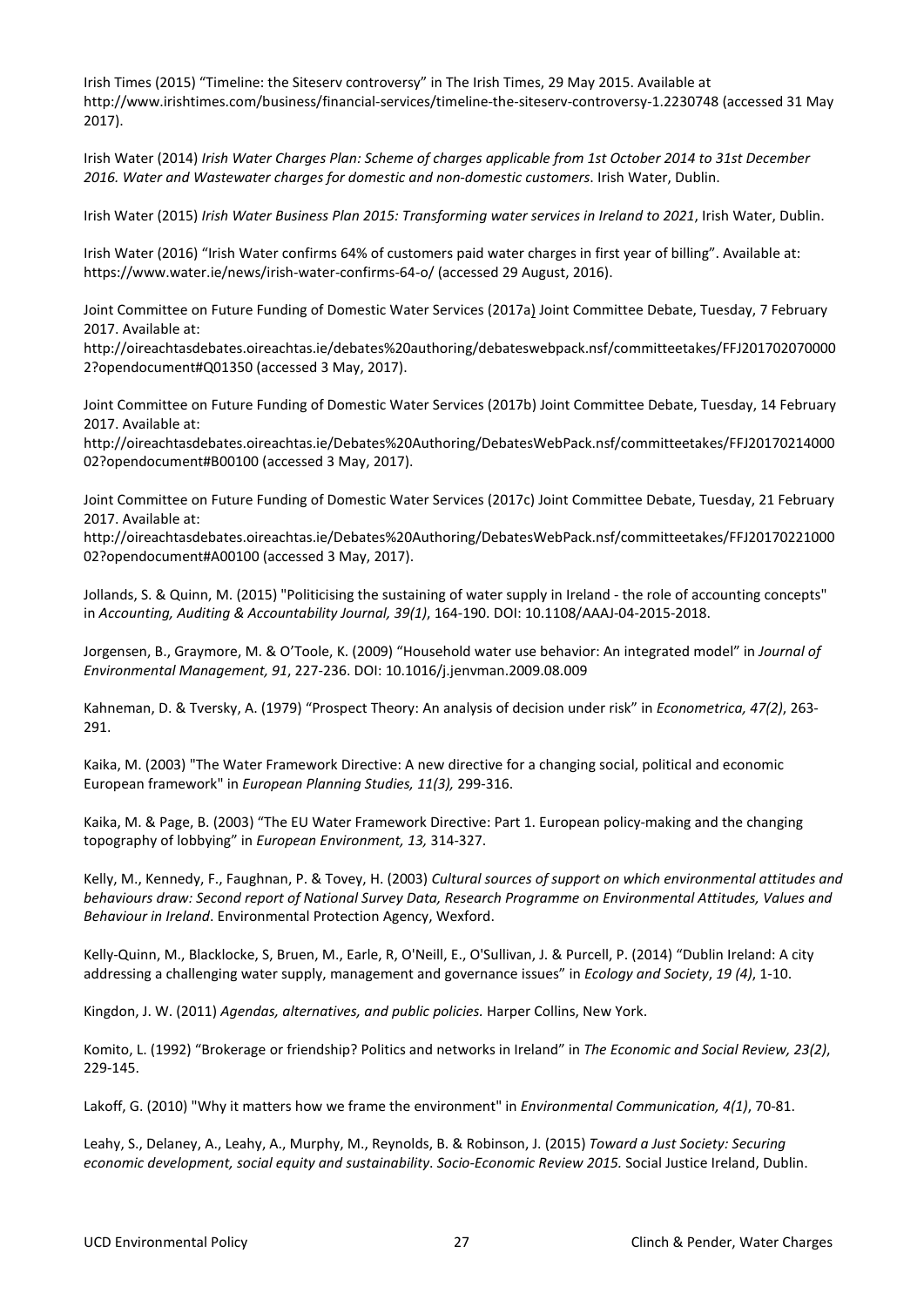Irish Times (2015) "Timeline: the Siteserv controversy" in The Irish Times, 29 May 2015. Available at http://www.irishtimes.com/business/financial-services/timeline-the-siteserv-controversy-1.2230748 (accessed 31 May 2017).

Irish Water (2014) *Irish Water Charges Plan: Scheme of charges applicable from 1st October 2014 to 31st December 2016. Water and Wastewater charges for domestic and non-domestic customers*. Irish Water, Dublin.

Irish Water (2015) *Irish Water Business Plan 2015: Transforming water services in Ireland to 2021*, Irish Water, Dublin.

Irish Water (2016) "Irish Water confirms 64% of customers paid water charges in first year of billing". Available at: https://www.water.ie/news/irish-water-confirms-64-o/ (accessed 29 August, 2016).

Joint Committee on Future Funding of Domestic Water Services (2017a) Joint Committee Debate, Tuesday, 7 February 2017. Available at: http://oireachtasdebates.oireachtas.ie/debates%20authoring/debateswebpack.nsf/committeetakes/FFJ2017020700002?opendocument#Q01350 (accessed 3 May, 2017).

Joint Committee on Future Funding of Domestic Water Services (2017b) Joint Committee Debate, Tuesday, 14 February 2017. Available at: http://oireachtasdebates.oireachtas.ie/Debates%20Authoring/DebatesWebPack.nsf/committeetakes/FFJ2017021400002?opendocument#B00100 (accessed 3 May, 2017).

Joint Committee on Future Funding of Domestic Water Services (2017c) Joint Committee Debate, Tuesday, 21 February 2017. Available at: http://oireachtasdebates.oireachtas.ie/Debates%20Authoring/DebatesWebPack.nsf/committeetakes/FFJ2017022100002?opendocument#A00100 (accessed 3 May, 2017).

Jollands, S. & Quinn, M. (2015) "Politicising the sustaining of water supply in Ireland - the role of accounting concepts" in *Accounting, Auditing & Accountability Journal, 39(1)*, 164-190. DOI: 10.1108/AAAJ-04-2015-2018.

Jorgensen, B., Graymore, M. & O'Toole, K. (2009) "Household water use behavior: An integrated model" in *Journal of Environmental Management, 91*, 227-236. DOI: 10.1016/j.jenvman.2009.08.009

Kahneman, D. & Tversky, A. (1979) "Prospect Theory: An analysis of decision under risk" in *Econometrica, 47(2)*, 263-291.

Kaika, M. (2003) "The Water Framework Directive: A new directive for a changing social, political and economic European framework" in *European Planning Studies, 11(3),* 299-316.

Kaika, M. & Page, B. (2003) "The EU Water Framework Directive: Part 1. European policy-making and the changing topography of lobbying" in *European Environment, 13,* 314-327.

Kelly, M., Kennedy, F., Faughnan, P. & Tovey, H. (2003) *Cultural sources of support on which environmental attitudes and behaviours draw: Second report of National Survey Data, Research Programme on Environmental Attitudes, Values and Behaviour in Ireland*. Environmental Protection Agency, Wexford.

Kelly-Quinn, M., Blacklocke, S, Bruen, M., Earle, R, O'Neill, E., O'Sullivan, J. & Purcell, P. (2014) "Dublin Ireland: A city addressing a challenging water supply, management and governance issues" in *Ecology and Society*, *19 (4)*, 1-10.

Kingdon, J. W. (2011) *Agendas, alternatives, and public policies.* Harper Collins, New York.

Komito, L. (1992) "Brokerage or friendship? Politics and networks in Ireland" in *The Economic and Social Review, 23(2)*, 229-145.

Lakoff, G. (2010) "Why it matters how we frame the environment" in *Environmental Communication, 4(1)*, 70-81.

Leahy, S., Delaney, A., Leahy, A., Murphy, M., Reynolds, B. & Robinson, J. (2015) *Toward a Just Society: Securing economic development, social equity and sustainability*. *Socio-Economic Review 2015.* Social Justice Ireland, Dublin.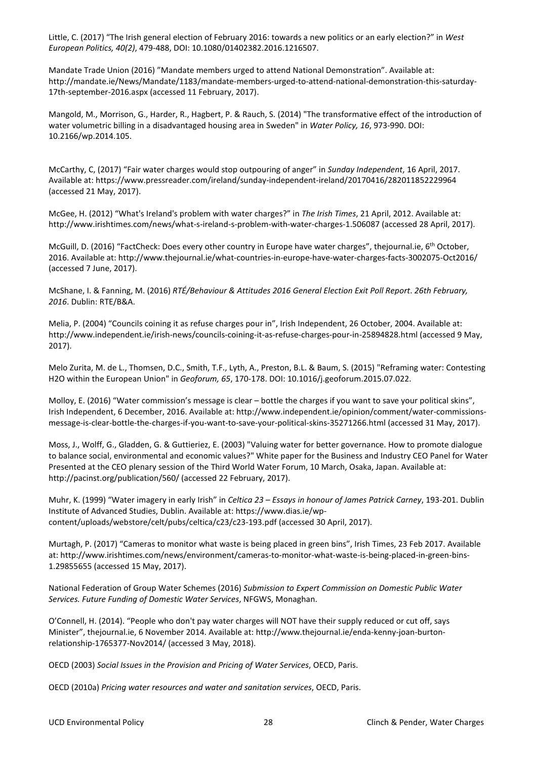Little, C. (2017) "The Irish general election of February 2016: towards a new politics or an early election?" in *West European Politics, 40(2)*, 479-488, DOI: 10.1080/01402382.2016.1216507.

Mandate Trade Union (2016) "Mandate members urged to attend National Demonstration". Available at: http://mandate.ie/News/Mandate/1183/mandate-members-urged-to-attend-national-demonstration-this-saturday-17th-september-2016.aspx (accessed 11 February, 2017).

Mangold, M., Morrison, G., Harder, R., Hagbert, P. & Rauch, S. (2014) "The transformative effect of the introduction of water volumetric billing in a disadvantaged housing area in Sweden" in *Water Policy, 16*, 973-990. DOI: 10.2166/wp.2014.105.

McCarthy, C, (2017) "Fair water charges would stop outpouring of anger" in *Sunday Independent*, 16 April, 2017. Available at: https://www.pressreader.com/ireland/sunday-independent-ireland/20170416/282011852229964 (accessed 21 May, 2017).

McGee, H. (2012) "What's Ireland's problem with water charges?" in *The Irish Times*, 21 April, 2012. Available at: http://www.irishtimes.com/news/what-s-ireland-s-problem-with-water-charges-1.506087 (accessed 28 April, 2017).

McGuill, D. (2016) "FactCheck: Does every other country in Europe have water charges", thejournal.ie, 6th October, 2016. Available at: http://www.thejournal.ie/what-countries-in-europe-have-water-charges-facts-3002075-Oct2016/ (accessed 7 June, 2017).

McShane, I. & Fanning, M. (2016) *RTÉ/Behaviour & Attitudes 2016 General Election Exit Poll Report*. *26th February, 2016*. Dublin: RTE/B&A.

Melia, P. (2004) "Councils coining it as refuse charges pour in", Irish Independent, 26 October, 2004. Available at: http://www.independent.ie/irish-news/councils-coining-it-as-refuse-charges-pour-in-25894828.html (accessed 9 May, 2017).

Melo Zurita, M. de L., Thomsen, D.C., Smith, T.F., Lyth, A., Preston, B.L. & Baum, S. (2015) "Reframing water: Contesting H2O within the European Union" in *Geoforum, 65*, 170-178. DOI: 10.1016/j.geoforum.2015.07.022.

Molloy, E. (2016) "Water commission's message is clear – bottle the charges if you want to save your political skins", Irish Independent, 6 December, 2016. Available at: http://www.independent.ie/opinion/comment/water-commissions-message-is-clear-bottle-the-charges-if-you-want-to-save-your-political-skins-35271266.html (accessed 31 May, 2017).

Moss, J., Wolff, G., Gladden, G. & Guttieriez, E. (2003) "Valuing water for better governance. How to promote dialogue to balance social, environmental and economic values?" White paper for the Business and Industry CEO Panel for Water Presented at the CEO plenary session of the Third World Water Forum, 10 March, Osaka, Japan. Available at: http://pacinst.org/publication/560/ (accessed 22 February, 2017).

Muhr, K. (1999) "Water imagery in early Irish" in *Celtica 23 – Essays in honour of James Patrick Carney*, 193-201. Dublin Institute of Advanced Studies, Dublin. Available at: https://www.dias.ie/wp-content/uploads/webstore/celt/pubs/celtica/c23/c23-193.pdf (accessed 30 April, 2017).

Murtagh, P. (2017) "Cameras to monitor what waste is being placed in green bins", Irish Times, 23 Feb 2017. Available at: http://www.irishtimes.com/news/environment/cameras-to-monitor-what-waste-is-being-placed-in-green-bins-1.29855655 (accessed 15 May, 2017).

National Federation of Group Water Schemes (2016) *Submission to Expert Commission on Domestic Public Water Services. Future Funding of Domestic Water Services*, NFGWS, Monaghan.

O'Connell, H. (2014). "People who don't pay water charges will NOT have their supply reduced or cut off, says Minister", thejournal.ie, 6 November 2014. Available at: http://www.thejournal.ie/enda-kenny-joan-burton-relationship-1765377-Nov2014/ (accessed 3 May, 2018).

OECD (2003) *Social Issues in the Provision and Pricing of Water Services*, OECD, Paris.

OECD (2010a) *Pricing water resources and water and sanitation services*, OECD, Paris.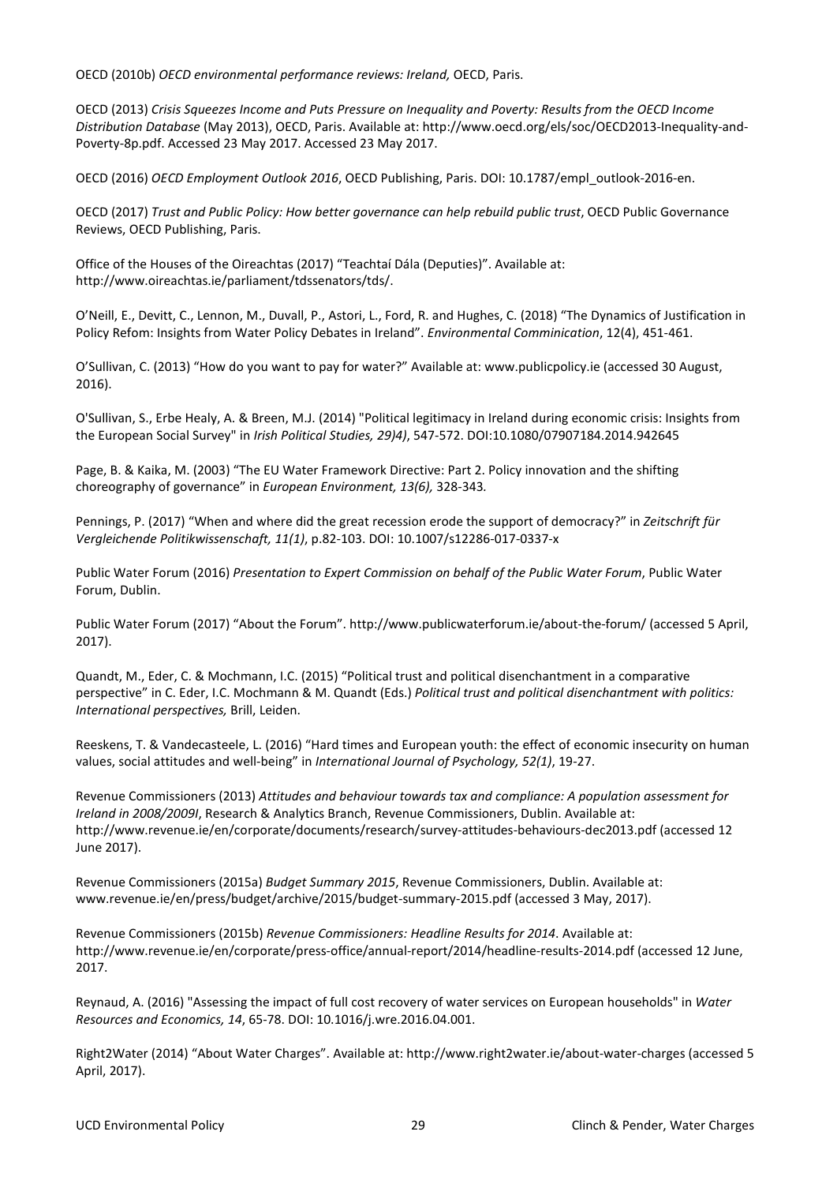OECD (2010b) *OECD environmental performance reviews: Ireland,* OECD, Paris.

OECD (2013) *Crisis Squeezes Income and Puts Pressure on Inequality and Poverty: Results from the OECD Income Distribution Database* (May 2013), OECD, Paris. Available at: http://www.oecd.org/els/soc/OECD2013-Inequality-and-Poverty-8p.pdf. Accessed 23 May 2017. Accessed 23 May 2017.

OECD (2016) *OECD Employment Outlook 2016*, OECD Publishing, Paris. DOI: 10.1787/empl_outlook-2016-en.

OECD (2017) *Trust and Public Policy: How better governance can help rebuild public trust*, OECD Public Governance Reviews, OECD Publishing, Paris.

Office of the Houses of the Oireachtas (2017) "Teachtaí Dála (Deputies)". Available at: http://www.oireachtas.ie/parliament/tdssenators/tds/.

O'Neill, E., Devitt, C., Lennon, M., Duvall, P., Astori, L., Ford, R. and Hughes, C. (2018) "The Dynamics of Justification in Policy Refom: Insights from Water Policy Debates in Ireland". *Environmental Comminication*, 12(4), 451-461.

O'Sullivan, C. (2013) "How do you want to pay for water?" Available at: www.publicpolicy.ie (accessed 30 August, 2016).

O'Sullivan, S., Erbe Healy, A. & Breen, M.J. (2014) "Political legitimacy in Ireland during economic crisis: Insights from the European Social Survey" in *Irish Political Studies, 29)4)*, 547-572. DOI:10.1080/07907184.2014.942645

Page, B. & Kaika, M. (2003) "The EU Water Framework Directive: Part 2. Policy innovation and the shifting choreography of governance" in *European Environment, 13(6),* 328-343*.*

Pennings, P. (2017) "When and where did the great recession erode the support of democracy?" in *Zeitschrift für Vergleichende Politikwissenschaft, 11(1)*, p.82-103. DOI: 10.1007/s12286-017-0337-x

Public Water Forum (2016) *Presentation to Expert Commission on behalf of the Public Water Forum*, Public Water Forum, Dublin.

Public Water Forum (2017) "About the Forum". http://www.publicwaterforum.ie/about-the-forum/ (accessed 5 April, 2017).

Quandt, M., Eder, C. & Mochmann, I.C. (2015) "Political trust and political disenchantment in a comparative perspective" in C. Eder, I.C. Mochmann & M. Quandt (Eds.) *Political trust and political disenchantment with politics: International perspectives,* Brill, Leiden.

Reeskens, T. & Vandecasteele, L. (2016) "Hard times and European youth: the effect of economic insecurity on human values, social attitudes and well-being" in *International Journal of Psychology, 52(1)*, 19-27.

Revenue Commissioners (2013) *Attitudes and behaviour towards tax and compliance: A population assessment for Ireland in 2008/2009I*, Research & Analytics Branch, Revenue Commissioners, Dublin. Available at: http://www.revenue.ie/en/corporate/documents/research/survey-attitudes-behaviours-dec2013.pdf (accessed 12 June 2017).

Revenue Commissioners (2015a) *Budget Summary 2015*, Revenue Commissioners, Dublin. Available at: www.revenue.ie/en/press/budget/archive/2015/budget-summary-2015.pdf (accessed 3 May, 2017).

Revenue Commissioners (2015b) *Revenue Commissioners: Headline Results for 2014*. Available at: http://www.revenue.ie/en/corporate/press-office/annual-report/2014/headline-results-2014.pdf (accessed 12 June, 2017.

Reynaud, A. (2016) "Assessing the impact of full cost recovery of water services on European households" in *Water Resources and Economics, 14*, 65-78. DOI: 10.1016/j.wre.2016.04.001.

Right2Water (2014) "About Water Charges". Available at: http://www.right2water.ie/about-water-charges (accessed 5 April, 2017).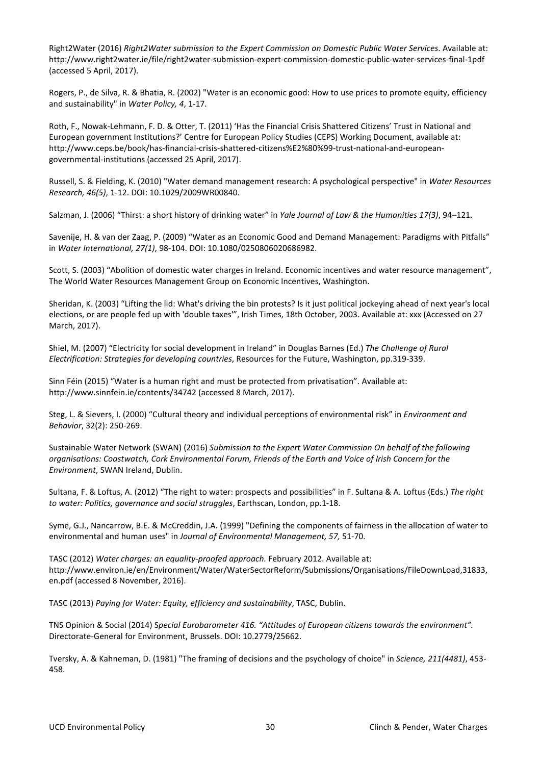Right2Water (2016) *Right2Water submission to the Expert Commission on Domestic Public Water Services*. Available at: http://www.right2water.ie/file/right2water-submission-expert-commission-domestic-public-water-services-final-1pdf (accessed 5 April, 2017).

Rogers, P., de Silva, R. & Bhatia, R. (2002) "Water is an economic good: How to use prices to promote equity, efficiency and sustainability" in *Water Policy, 4*, 1-17.

Roth, F., Nowak-Lehmann, F. D. & Otter, T. (2011) 'Has the Financial Crisis Shattered Citizens' Trust in National and European government Institutions?' Centre for European Policy Studies (CEPS) Working Document, available at: http://www.ceps.be/book/has-financial-crisis-shattered-citizens%E2%80%99-trust-national-and-european-governmental-institutions (accessed 25 April, 2017).

Russell, S. & Fielding, K. (2010) "Water demand management research: A psychological perspective" in *Water Resources Research, 46(5)*, 1-12. DOI: 10.1029/2009WR00840.

Salzman, J. (2006) "Thirst: a short history of drinking water" in *Yale Journal of Law & the Humanities 17(3)*, 94–121.

Savenije, H. & van der Zaag, P. (2009) "Water as an Economic Good and Demand Management: Paradigms with Pitfalls" in *Water International, 27(1)*, 98-104. DOI: 10.1080/0250806020686982.

Scott, S. (2003) "Abolition of domestic water charges in Ireland. Economic incentives and water resource management", The World Water Resources Management Group on Economic Incentives, Washington.

Sheridan, K. (2003) "Lifting the lid: What's driving the bin protests? Is it just political jockeying ahead of next year's local elections, or are people fed up with 'double taxes'", Irish Times, 18th October, 2003. Available at: xxx (Accessed on 27 March, 2017).

Shiel, M. (2007) "Electricity for social development in Ireland" in Douglas Barnes (Ed.) *The Challenge of Rural Electrification: Strategies for developing countries*, Resources for the Future, Washington, pp.319-339.

Sinn Féin (2015) "Water is a human right and must be protected from privatisation". Available at: http://www.sinnfein.ie/contents/34742 (accessed 8 March, 2017).

Steg, L. & Sievers, I. (2000) "Cultural theory and individual perceptions of environmental risk" in *Environment and Behavior*, 32(2): 250-269.

Sustainable Water Network (SWAN) (2016) *Submission to the Expert Water Commission On behalf of the following organisations: Coastwatch, Cork Environmental Forum, Friends of the Earth and Voice of Irish Concern for the Environment*, SWAN Ireland, Dublin.

Sultana, F. & Loftus, A. (2012) "The right to water: prospects and possibilities" in F. Sultana & A. Loftus (Eds.) *The right to water: Politics, governance and social struggles*, Earthscan, London, pp.1-18.

Syme, G.J., Nancarrow, B.E. & McCreddin, J.A. (1999) "Defining the components of fairness in the allocation of water to environmental and human uses" in *Journal of Environmental Management, 57,* 51-70.

TASC (2012) *Water charges: an equality-proofed approach.* February 2012. Available at: http://www.environ.ie/en/Environment/Water/WaterSectorReform/Submissions/Organisations/FileDownLoad,31833,en.pdf (accessed 8 November, 2016).

TASC (2013) *Paying for Water: Equity, efficiency and sustainability*, TASC, Dublin.

TNS Opinion & Social (2014) S*pecial Eurobarometer 416. "Attitudes of European citizens towards the environment".* Directorate-General for Environment, Brussels. DOI: 10.2779/25662.

Tversky, A. & Kahneman, D. (1981) "The framing of decisions and the psychology of choice" in *Science, 211(4481)*, 453-458.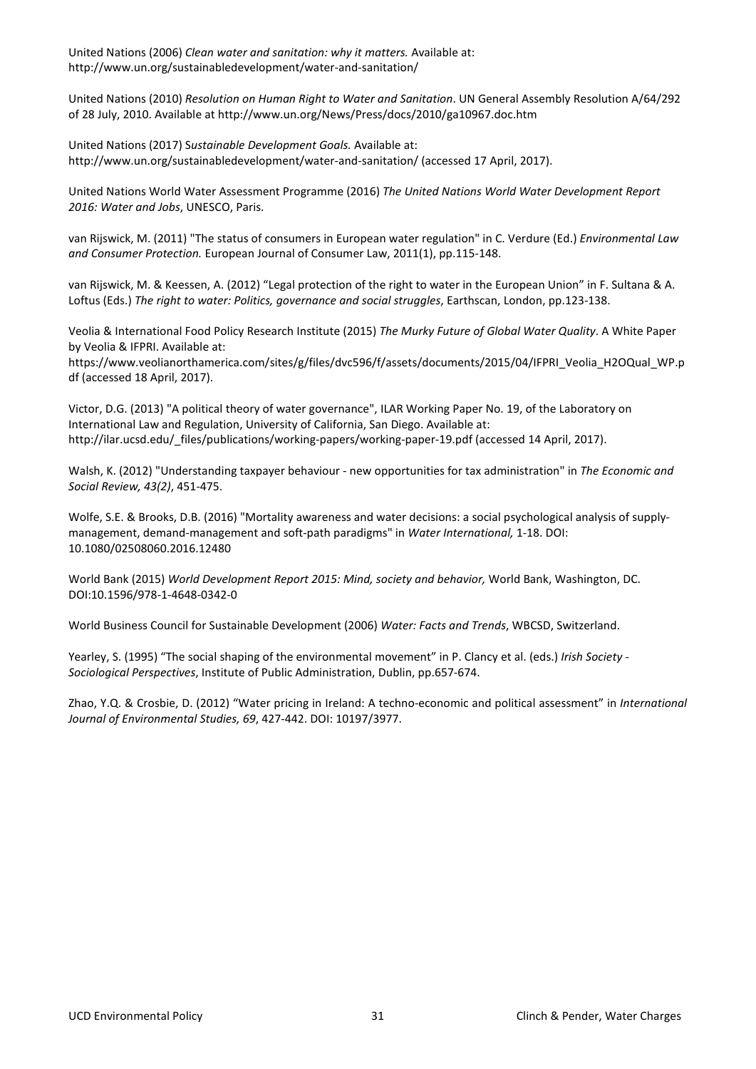United Nations (2006) *Clean water and sanitation: why it matters.* Available at: http://www.un.org/sustainabledevelopment/water-and-sanitation/

United Nations (2010) *Resolution on Human Right to Water and Sanitation*. UN General Assembly Resolution A/64/292 of 28 July, 2010. Available at http://www.un.org/News/Press/docs/2010/ga10967.doc.htm

United Nations (2017) S*ustainable Development Goals.* Available at: http://www.un.org/sustainabledevelopment/water-and-sanitation/ (accessed 17 April, 2017).

United Nations World Water Assessment Programme (2016) *The United Nations World Water Development Report 2016: Water and Jobs*, UNESCO, Paris.

van Rijswick, M. (2011) "The status of consumers in European water regulation" in C. Verdure (Ed.) *Environmental Law and Consumer Protection.* European Journal of Consumer Law, 2011(1), pp.115-148.

van Rijswick, M. & Keessen, A. (2012) "Legal protection of the right to water in the European Union" in F. Sultana & A. Loftus (Eds.) *The right to water: Politics, governance and social struggles*, Earthscan, London, pp.123-138.

Veolia & International Food Policy Research Institute (2015) *The Murky Future of Global Water Quality*. A White Paper by Veolia & IFPRI. Available at: https://www.veolianorthamerica.com/sites/g/files/dvc596/f/assets/documents/2015/04/IFPRI_Veolia_H2OQual_WP.pdf (accessed 18 April, 2017).

Victor, D.G. (2013) "A political theory of water governance", ILAR Working Paper No. 19, of the Laboratory on International Law and Regulation, University of California, San Diego. Available at: http://ilar.ucsd.edu/_files/publications/working-papers/working-paper-19.pdf (accessed 14 April, 2017).

Walsh, K. (2012) "Understanding taxpayer behaviour - new opportunities for tax administration" in *The Economic and Social Review, 43(2)*, 451-475.

Wolfe, S.E. & Brooks, D.B. (2016) "Mortality awareness and water decisions: a social psychological analysis of supply-management, demand-management and soft-path paradigms" in *Water International,* 1-18. DOI: 10.1080/02508060.2016.12480

World Bank (2015) *World Development Report 2015: Mind, society and behavior,* World Bank, Washington, DC. DOI:10.1596/978-1-4648-0342-0

World Business Council for Sustainable Development (2006) *Water: Facts and Trends*, WBCSD, Switzerland.

Yearley, S. (1995) "The social shaping of the environmental movement" in P. Clancy et al. (eds.) *Irish Society - Sociological Perspectives*, Institute of Public Administration, Dublin, pp.657-674.

Zhao, Y.Q. & Crosbie, D. (2012) "Water pricing in Ireland: A techno-economic and political assessment" in *International Journal of Environmental Studies, 69*, 427-442. DOI: 10197/3977.